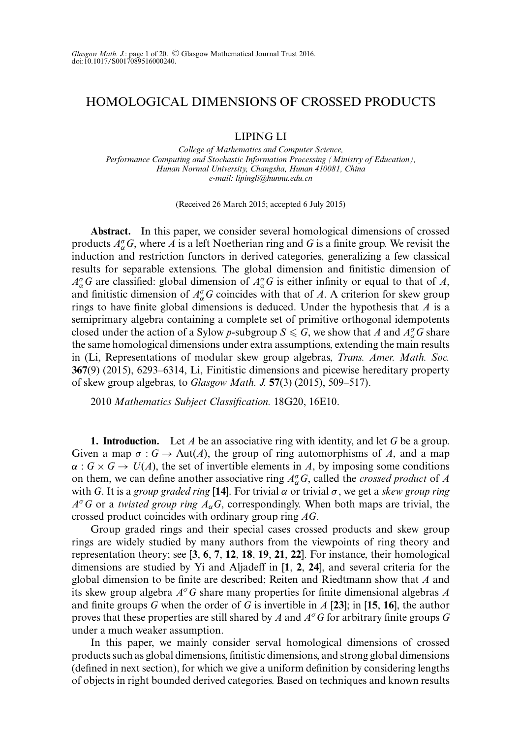# HOMOLOGICAL DIMENSIONS OF CROSSED PRODUCTS

LIPING LI

*College of Mathematics and Computer Science, Performance Computing and Stochastic Information Processing (Ministry of Education), Hunan Normal University, Changsha, Hunan 410081, China*
*e-mail: lipingli@hunnu.edu.cn*

(Received 26 March 2015; accepted 6 July 2015)

**Abstract.** In this paper, we consider several homological dimensions of crossed products $A_\alpha^\sigma G$, where $A$ is a left Noetherian ring and $G$ is a finite group. We revisit the induction and restriction functors in derived categories, generalizing a few classical results for separable extensions. The global dimension and finitistic dimension of $A_\alpha^\sigma G$ are classified: global dimension of $A_\alpha^\sigma G$ is either infinity or equal to that of $A$, and finitistic dimension of $A_\alpha^\sigma G$ coincides with that of $A$. A criterion for skew group rings to have finite global dimensions is deduced. Under the hypothesis that $A$ is a semiprimary algebra containing a complete set of primitive orthogonal idempotents closed under the action of a Sylow $p$-subgroup $S \leqslant G$, we show that $A$ and $A_\alpha^\sigma G$ share the same homological dimensions under extra assumptions, extending the main results in (Li, Representations of modular skew group algebras, *Trans. Amer. Math. Soc.* **367**(9) (2015), 6293–6314, Li, Finitistic dimensions and picewise hereditary property of skew group algebras, to *Glasgow Math. J.* **57**(3) (2015), 509–517).

2010 *Mathematics Subject Classification.* 18G20, 16E10.

**1. Introduction.** Let $A$ be an associative ring with identity, and let $G$ be a group. Given a map $\sigma : G \to \mathrm{Aut}(A)$, the group of ring automorphisms of $A$, and a map $\alpha : G \times G \to U(A)$, the set of invertible elements in $A$, by imposing some conditions on them, we can define another associative ring $A_\alpha^\sigma G$, called the *crossed product* of $A$ with $G$. It is a *group graded ring* [**14**]. For trivial $\alpha$ or trivial $\sigma$, we get a *skew group ring* $A^\sigma G$ or a *twisted group ring* $A_\alpha G$, correspondingly. When both maps are trivial, the crossed product coincides with ordinary group ring $AG$.

Group graded rings and their special cases crossed products and skew group rings are widely studied by many authors from the viewpoints of ring theory and representation theory; see [**3**, **6**, **7**, **12**, **18**, **19**, **21**, **22**]. For instance, their homological dimensions are studied by Yi and Aljadeff in [**1**, **2**, **24**], and several criteria for the global dimension to be finite are described; Reiten and Riedtmann show that $A$ and its skew group algebra $A^\sigma G$ share many properties for finite dimensional algebras $A$ and finite groups $G$ when the order of $G$ is invertible in $A$ [**23**]; in [**15**, **16**], the author proves that these properties are still shared by $A$ and $A^\sigma G$ for arbitrary finite groups $G$ under a much weaker assumption.

In this paper, we mainly consider serval homological dimensions of crossed products such as global dimensions, finitistic dimensions, and strong global dimensions (defined in next section), for which we give a uniform definition by considering lengths of objects in right bounded derived categories. Based on techniques and known results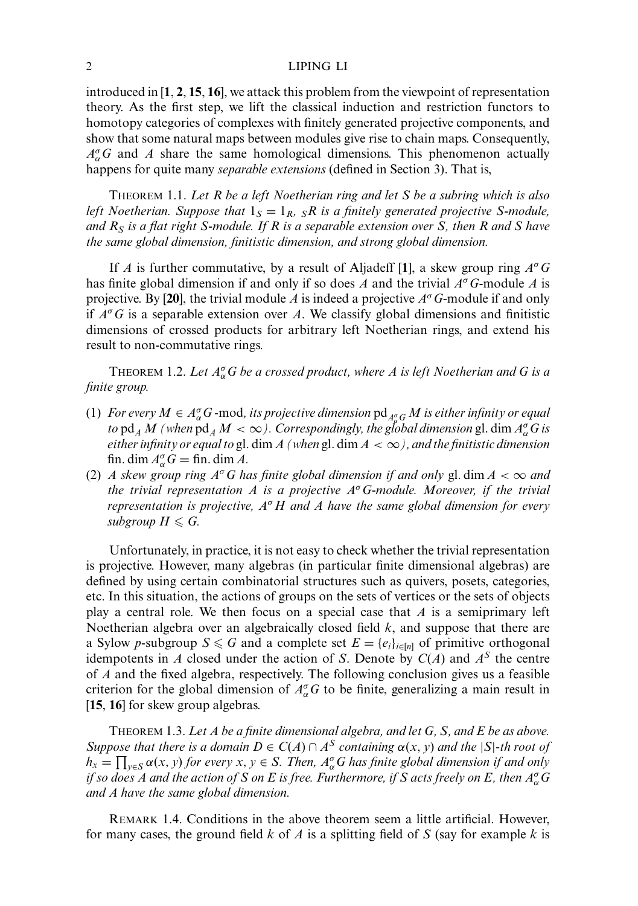introduced in [**1**, **2**, **15**, **16**], we attack this problem from the viewpoint of representation theory. As the first step, we lift the classical induction and restriction functors to homotopy categories of complexes with finitely generated projective components, and show that some natural maps between modules give rise to chain maps. Consequently, $A^\sigma_\alpha G$ and $A$ share the same homological dimensions. This phenomenon actually happens for quite many *separable extensions* (defined in Section 3). That is,

THEOREM 1.1. *Let $R$ be a left Noetherian ring and let $S$ be a subring which is also left Noetherian. Suppose that $1_S = 1_R$, ${}_SR$ is a finitely generated projective $S$-module, and $R_S$ is a flat right $S$-module. If $R$ is a separable extension over $S$, then $R$ and $S$ have the same global dimension, finitistic dimension, and strong global dimension.*

If $A$ is further commutative, by a result of Aljadeff [**1**], a skew group ring $A^\sigma G$ has finite global dimension if and only if so does $A$ and the trivial $A^\sigma G$-module $A$ is projective. By [**20**], the trivial module $A$ is indeed a projective $A^\sigma G$-module if and only if $A^\sigma G$ is a separable extension over $A$. We classify global dimensions and finitistic dimensions of crossed products for arbitrary left Noetherian rings, and extend his result to non-commutative rings.

THEOREM 1.2. *Let $A^\sigma_\alpha G$ be a crossed product, where $A$ is left Noetherian and $G$ is a finite group.*

1. *For every $M \in A^\sigma_\alpha G$-mod, its projective dimension $\operatorname{pd}_{A^\sigma_\alpha G} M$ is either infinity or equal to $\operatorname{pd}_A M$ (when $\operatorname{pd}_A M < \infty$). Correspondingly, the global dimension $\operatorname{gl.dim} A^\sigma_\alpha G$ is either infinity or equal to $\operatorname{gl.dim} A$ (when $\operatorname{gl.dim} A < \infty$), and the finitistic dimension $\operatorname{fin.dim} A^\sigma_\alpha G = \operatorname{fin.dim} A$.*
2. *A skew group ring $A^\sigma G$ has finite global dimension if and only if $\operatorname{gl.dim} A < \infty$ and the trivial representation $A$ is a projective $A^\sigma G$-module. Moreover, if the trivial representation is projective, $A^\sigma H$ and $A$ have the same global dimension for every subgroup $H \leqslant G$.*

Unfortunately, in practice, it is not easy to check whether the trivial representation is projective. However, many algebras (in particular finite dimensional algebras) are defined by using certain combinatorial structures such as quivers, posets, categories, etc. In this situation, the actions of groups on the sets of vertices or the sets of objects play a central role. We then focus on a special case that $A$ is a semiprimary left Noetherian algebra over an algebraically closed field $k$, and suppose that there are a Sylow $p$-subgroup $S \leqslant G$ and a complete set $E = \{e_i\}_{i \in [n]}$ of primitive orthogonal idempotents in $A$ closed under the action of $S$. Denote by $C(A)$ and $A^S$ the centre of $A$ and the fixed algebra, respectively. The following conclusion gives us a feasible criterion for the global dimension of $A^\sigma_\alpha G$ to be finite, generalizing a main result in [**15**, **16**] for skew group algebras.

THEOREM 1.3. *Let $A$ be a finite dimensional algebra, and let $G$, $S$, and $E$ be as above. Suppose that there is a domain $D \in C(A) \cap A^S$ containing $\alpha(x, y)$ and the $|S|$-th root of $h_x = \prod_{y \in S} \alpha(x, y)$ for every $x, y \in S$. Then, $A^\sigma_\alpha G$ has finite global dimension if and only if so does $A$ and the action of $S$ on $E$ is free. Furthermore, if $S$ acts freely on $E$, then $A^\sigma_\alpha G$ and $A$ have the same global dimension.*

REMARK 1.4. Conditions in the above theorem seem a little artificial. However, for many cases, the ground field $k$ of $A$ is a splitting field of $S$ (say for example $k$ is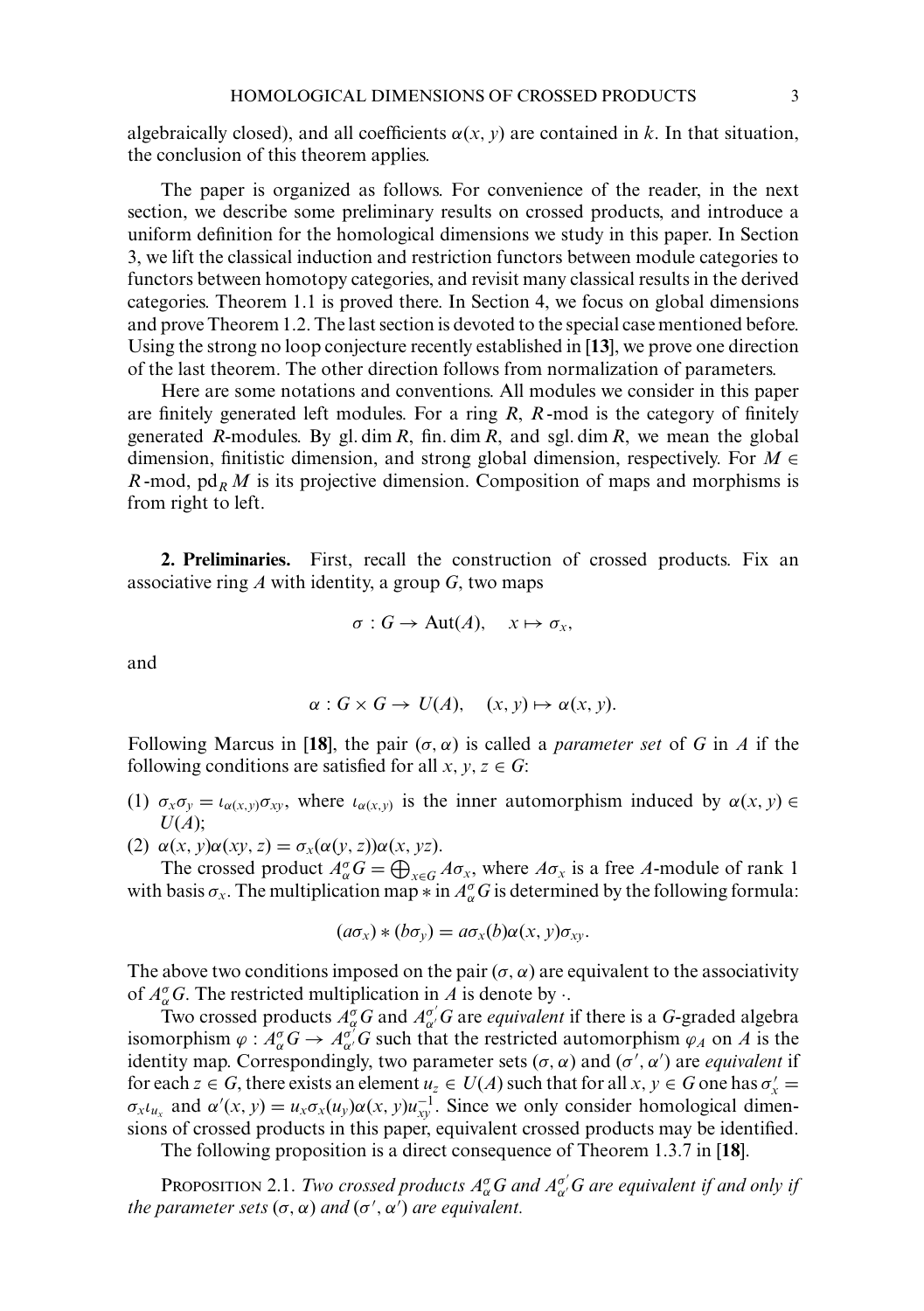algebraically closed), and all coefficients $\alpha(x, y)$ are contained in $k$. In that situation, the conclusion of this theorem applies.

The paper is organized as follows. For convenience of the reader, in the next section, we describe some preliminary results on crossed products, and introduce a uniform definition for the homological dimensions we study in this paper. In Section 3, we lift the classical induction and restriction functors between module categories to functors between homotopy categories, and revisit many classical results in the derived categories. Theorem 1.1 is proved there. In Section 4, we focus on global dimensions and prove Theorem 1.2. The last section is devoted to the special case mentioned before. Using the strong no loop conjecture recently established in [**13**], we prove one direction of the last theorem. The other direction follows from normalization of parameters.

Here are some notations and conventions. All modules we consider in this paper are finitely generated left modules. For a ring $R$, $R$-mod is the category of finitely generated $R$-modules. By $\operatorname{gl.dim} R$, $\operatorname{fin.dim} R$, and $\operatorname{sgl.dim} R$, we mean the global dimension, finitistic dimension, and strong global dimension, respectively. For $M \in R$-mod, $\operatorname{pd}_R M$ is its projective dimension. Composition of maps and morphisms is from right to left.

## 2. Preliminaries.

First, recall the construction of crossed products. Fix an associative ring $A$ with identity, a group $G$, two maps

$$\sigma : G \to \operatorname{Aut}(A), \quad x \mapsto \sigma_x,$$

and

$$\alpha : G \times G \to U(A), \quad (x, y) \mapsto \alpha(x, y).$$

Following Marcus in [**18**], the pair $(\sigma, \alpha)$ is called a *parameter set* of $G$ in $A$ if the following conditions are satisfied for all $x, y, z \in G$:

(1) $\sigma_x \sigma_y = \iota_{\alpha(x,y)} \sigma_{xy}$, where $\iota_{\alpha(x,y)}$ is the inner automorphism induced by $\alpha(x, y) \in U(A)$;

(2) $\alpha(x, y)\alpha(xy, z) = \sigma_x(\alpha(y, z))\alpha(x, yz)$.

The crossed product $A^\sigma_\alpha G = \bigoplus_{x \in G} A\sigma_x$, where $A\sigma_x$ is a free $A$-module of rank 1 with basis $\sigma_x$. The multiplication map $*$ in $A^\sigma_\alpha G$ is determined by the following formula:

$$(a\sigma_x) * (b\sigma_y) = a\sigma_x(b)\alpha(x, y)\sigma_{xy}.$$

The above two conditions imposed on the pair $(\sigma, \alpha)$ are equivalent to the associativity of $A^\sigma_\alpha G$. The restricted multiplication in $A$ is denote by $\cdot$.

Two crossed products $A^\sigma_\alpha G$ and $A^{\sigma'}_{\alpha'} G$ are *equivalent* if there is a $G$-graded algebra isomorphism $\varphi : A^\sigma_\alpha G \to A^{\sigma'}_{\alpha'} G$ such that the restricted automorphism $\varphi_A$ on $A$ is the identity map. Correspondingly, two parameter sets $(\sigma, \alpha)$ and $(\sigma', \alpha')$ are *equivalent* if for each $z \in G$, there exists an element $u_z \in U(A)$ such that for all $x, y \in G$ one has $\sigma'_x = \sigma_x \iota_{u_x}$ and $\alpha'(x, y) = u_x \sigma_x(u_y)\alpha(x, y)u^{-1}_{xy}$. Since we only consider homological dimensions of crossed products in this paper, equivalent crossed products may be identified.

The following proposition is a direct consequence of Theorem 1.3.7 in [**18**].

**Proposition 2.1.** *Two crossed products $A^\sigma_\alpha G$ and $A^{\sigma'}_{\alpha'} G$ are equivalent if and only if the parameter sets $(\sigma, \alpha)$ and $(\sigma', \alpha')$ are equivalent.*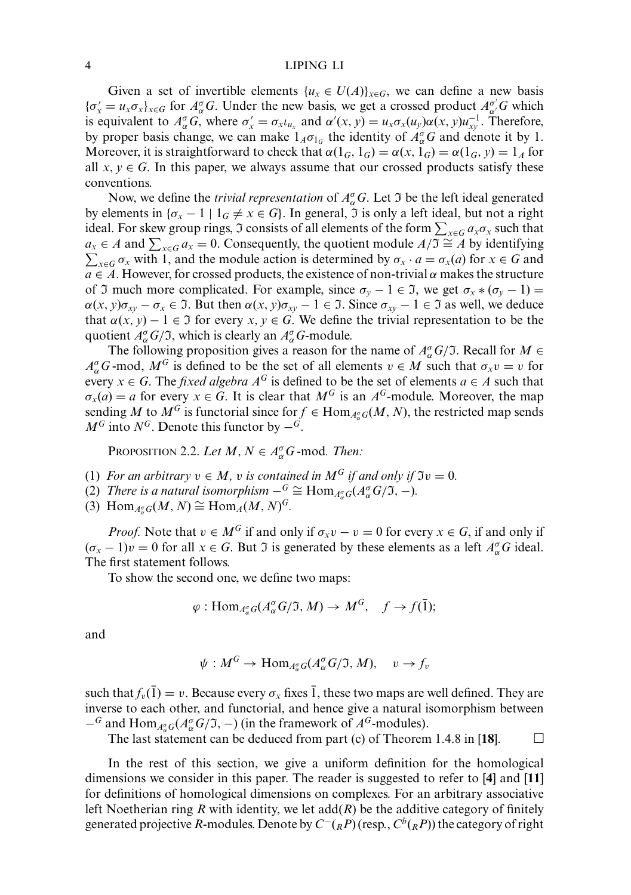Given a set of invertible elements $\{u_x \in U(A)\}_{x\in G}$, we can define a new basis $\{\sigma'_x = u_x\sigma_x\}_{x\in G}$ for $A^\sigma_\alpha G$. Under the new basis, we get a crossed product $A^{\sigma'}_{\alpha'}G$ which is equivalent to $A^\sigma_\alpha G$, where $\sigma'_x = \sigma_x \iota_{u_x}$ and $\alpha'(x, y) = u_x\sigma_x(u_y)\alpha(x, y)u^{-1}_{xy}$. Therefore, by proper basis change, we can make $1_A\sigma_{1_G}$ the identity of $A^\sigma_\alpha G$ and denote it by 1. Moreover, it is straightforward to check that $\alpha(1_G, 1_G) = \alpha(x, 1_G) = \alpha(1_G, y) = 1_A$ for all $x, y \in G$. In this paper, we always assume that our crossed products satisfy these conventions.

Now, we define the *trivial representation* of $A^\sigma_\alpha G$. Let $\mathfrak{I}$ be the left ideal generated by elements in $\{\sigma_x - 1 \mid 1_G \neq x \in G\}$. In general, $\mathfrak{I}$ is only a left ideal, but not a right ideal. For skew group rings, $\mathfrak{I}$ consists of all elements of the form $\sum_{x\in G} a_x\sigma_x$ such that $a_x \in A$ and $\sum_{x\in G} a_x = 0$. Consequently, the quotient module $A/\mathfrak{I} \cong A$ by identifying $\sum_{x\in G}\sigma_x$ with 1, and the module action is determined by $\sigma_x \cdot a = \sigma_x(a)$ for $x \in G$ and $a \in A$. However, for crossed products, the existence of non-trivial $\alpha$ makes the structure of $\mathfrak{I}$ much more complicated. For example, since $\sigma_y - 1 \in \mathfrak{I}$, we get $\sigma_x * (\sigma_y - 1) = \alpha(x, y)\sigma_{xy} - \sigma_x \in \mathfrak{I}$. But then $\alpha(x, y)\sigma_{xy} - 1 \in \mathfrak{I}$. Since $\sigma_{xy} - 1 \in \mathfrak{I}$ as well, we deduce that $\alpha(x, y) - 1 \in \mathfrak{I}$ for every $x, y \in G$. We define the trivial representation to be the quotient $A^\sigma_\alpha G/\mathfrak{I}$, which is clearly an $A^\sigma_\alpha G$-module.

The following proposition gives a reason for the name of $A^\sigma_\alpha G/\mathfrak{I}$. Recall for $M \in A^\sigma_\alpha G$-mod, $M^G$ is defined to be the set of all elements $v \in M$ such that $\sigma_x v = v$ for every $x \in G$. The *fixed algebra* $A^G$ is defined to be the set of elements $a \in A$ such that $\sigma_x(a) = a$ for every $x \in G$. It is clear that $M^G$ is an $A^G$-module. Moreover, the map sending $M$ to $M^G$ is functorial since for $f \in \operatorname{Hom}_{A^\sigma_\alpha G}(M, N)$, the restricted map sends $M^G$ into $N^G$. Denote this functor by $-^G$.

PROPOSITION 2.2. *Let $M, N \in A^\sigma_\alpha G$-mod. Then:*

(1) *For an arbitrary $v \in M$, $v$ is contained in $M^G$ if and only if $\mathfrak{I}v = 0$.*
(2) *There is a natural isomorphism $-^G \cong \operatorname{Hom}_{A^\sigma_\alpha G}(A^\sigma_\alpha G/\mathfrak{I}, -)$.*
(3) $\operatorname{Hom}_{A^\sigma_\alpha G}(M, N) \cong \operatorname{Hom}_A(M, N)^G$.

*Proof.* Note that $v \in M^G$ if and only if $\sigma_x v - v = 0$ for every $x \in G$, if and only if $(\sigma_x - 1)v = 0$ for all $x \in G$. But $\mathfrak{I}$ is generated by these elements as a left $A^\sigma_\alpha G$ ideal. The first statement follows.

To show the second one, we define two maps:

$$\varphi : \operatorname{Hom}_{A^\sigma_\alpha G}(A^\sigma_\alpha G/\mathfrak{I}, M) \to M^G, \quad f \to f(\bar{1});$$

and

$$\psi : M^G \to \operatorname{Hom}_{A^\sigma_\alpha G}(A^\sigma_\alpha G/\mathfrak{I}, M), \quad v \to f_v$$

such that $f_v(\bar{1}) = v$. Because every $\sigma_x$ fixes $\bar{1}$, these two maps are well defined. They are inverse to each other, and functorial, and hence give a natural isomorphism between $-^G$ and $\operatorname{Hom}_{A^\sigma_\alpha G}(A^\sigma_\alpha G/\mathfrak{I}, -)$ (in the framework of $A^G$-modules).

The last statement can be deduced from part (c) of Theorem 1.4.8 in [**18**]. $\square$

In the rest of this section, we give a uniform definition for the homological dimensions we consider in this paper. The reader is suggested to refer to [**4**] and [**11**] for definitions of homological dimensions on complexes. For an arbitrary associative left Noetherian ring $R$ with identity, we let $\operatorname{add}(R)$ be the additive category of finitely generated projective $R$-modules. Denote by $C^-({}_RP)$ (resp., $C^b({}_RP)$) the category of right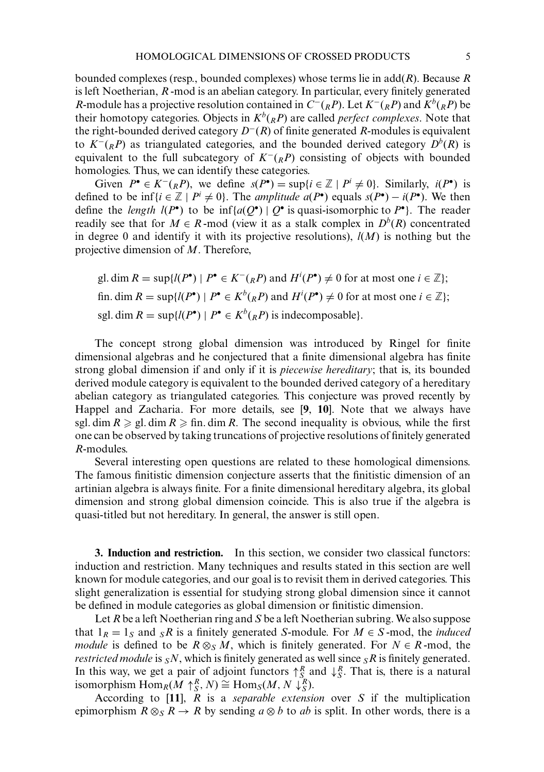bounded complexes (resp., bounded complexes) whose terms lie in $\operatorname{add}(R)$. Because $R$ is left Noetherian, $R$-mod is an abelian category. In particular, every finitely generated $R$-module has a projective resolution contained in $C^-({}_RP)$. Let $K^-({}_RP)$ and $K^b({}_RP)$ be their homotopy categories. Objects in $K^b({}_RP)$ are called *perfect complexes*. Note that the right-bounded derived category $D^-(R)$ of finite generated $R$-modules is equivalent to $K^-({}_RP)$ as triangulated categories, and the bounded derived category $D^b(R)$ is equivalent to the full subcategory of $K^-({}_RP)$ consisting of objects with bounded homologies. Thus, we can identify these categories.

Given $P^\bullet \in K^-({}_RP)$, we define $s(P^\bullet) = \sup\{i \in \mathbb{Z} \mid P^i \neq 0\}$. Similarly, $i(P^\bullet)$ is defined to be $\inf\{i \in \mathbb{Z} \mid P^i \neq 0\}$. The *amplitude* $a(P^\bullet)$ equals $s(P^\bullet) - i(P^\bullet)$. We then define the *length* $l(P^\bullet)$ to be $\inf\{a(Q^\bullet) \mid Q^\bullet \text{ is quasi-isomorphic to } P^\bullet\}$. The reader readily see that for $M \in R$-mod (view it as a stalk complex in $D^b(R)$ concentrated in degree 0 and identify it with its projective resolutions), $l(M)$ is nothing but the projective dimension of $M$. Therefore,

$$\operatorname{gl.dim} R = \sup\{l(P^\bullet) \mid P^\bullet \in K^-({}_RP) \text{ and } H^i(P^\bullet) \neq 0 \text{ for at most one } i \in \mathbb{Z}\};$$

$$\operatorname{fin.dim} R = \sup\{l(P^\bullet) \mid P^\bullet \in K^b({}_RP) \text{ and } H^i(P^\bullet) \neq 0 \text{ for at most one } i \in \mathbb{Z}\};$$

$$\operatorname{sgl.dim} R = \sup\{l(P^\bullet) \mid P^\bullet \in K^b({}_RP) \text{ is indecomposable}\}.$$

The concept strong global dimension was introduced by Ringel for finite dimensional algebras and he conjectured that a finite dimensional algebra has finite strong global dimension if and only if it is *piecewise hereditary*; that is, its bounded derived module category is equivalent to the bounded derived category of a hereditary abelian category as triangulated categories. This conjecture was proved recently by Happel and Zacharia. For more details, see [**9**, **10**]. Note that we always have $\operatorname{sgl.dim} R \geqslant \operatorname{gl.dim} R \geqslant \operatorname{fin.dim} R$. The second inequality is obvious, while the first one can be observed by taking truncations of projective resolutions of finitely generated $R$-modules.

Several interesting open questions are related to these homological dimensions. The famous finitistic dimension conjecture asserts that the finitistic dimension of an artinian algebra is always finite. For a finite dimensional hereditary algebra, its global dimension and strong global dimension coincide. This is also true if the algebra is quasi-titled but not hereditary. In general, the answer is still open.

**3. Induction and restriction.** In this section, we consider two classical functors: induction and restriction. Many techniques and results stated in this section are well known for module categories, and our goal is to revisit them in derived categories. This slight generalization is essential for studying strong global dimension since it cannot be defined in module categories as global dimension or finitistic dimension.

Let $R$ be a left Noetherian ring and $S$ be a left Noetherian subring. We also suppose that $1_R = 1_S$ and ${}_SR$ is a finitely generated $S$-module. For $M \in S$-mod, the *induced module* is defined to be $R \otimes_S M$, which is finitely generated. For $N \in R$-mod, the *restricted module* is ${}_SN$, which is finitely generated as well since ${}_SR$ is finitely generated. In this way, we get a pair of adjoint functors $\uparrow_S^R$ and $\downarrow_S^R$. That is, there is a natural isomorphism $\operatorname{Hom}_R(M \uparrow_S^R, N) \cong \operatorname{Hom}_S(M, N \downarrow_S^R)$.

According to [**11**], $R$ is a *separable extension* over $S$ if the multiplication epimorphism $R \otimes_S R \to R$ by sending $a \otimes b$ to $ab$ is split. In other words, there is a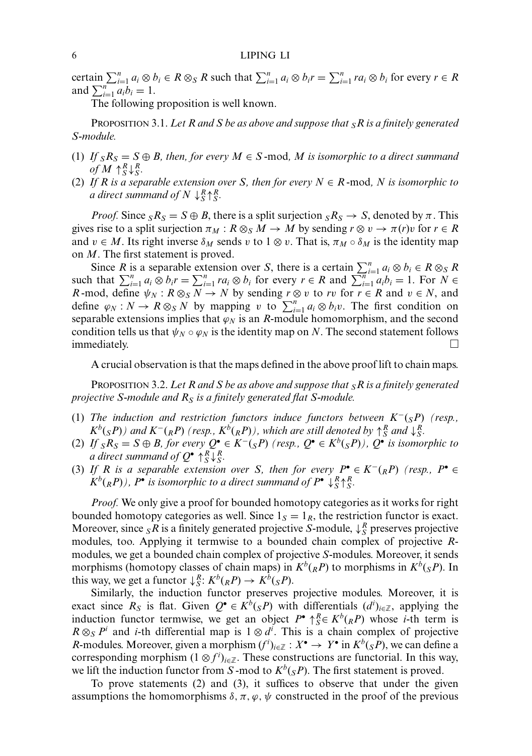certain $\sum_{i=1}^n a_i \otimes b_i \in R \otimes_S R$ such that $\sum_{i=1}^n a_i \otimes b_i r = \sum_{i=1}^n r a_i \otimes b_i$ for every $r \in R$ and $\sum_{i=1}^n a_i b_i = 1$.

The following proposition is well known.

Proposition 3.1. *Let $R$ and $S$ be as above and suppose that ${}_SR$ is a finitely generated $S$-module.*

1. *If ${}_SR_S = S \oplus B$, then, for every $M \in S$-mod, $M$ is isomorphic to a direct summand of $M \uparrow_S^R \downarrow_S^R$.*
2. *If $R$ is a separable extension over $S$, then for every $N \in R$-mod, $N$ is isomorphic to a direct summand of $N \downarrow_S^R \uparrow_S^R$.*

*Proof.* Since ${}_SR_S = S \oplus B$, there is a split surjection ${}_SR_S \to S$, denoted by $\pi$. This gives rise to a split surjection $\pi_M : R \otimes_S M \to M$ by sending $r \otimes v \to \pi(r)v$ for $r \in R$ and $v \in M$. Its right inverse $\delta_M$ sends $v$ to $1 \otimes v$. That is, $\pi_M \circ \delta_M$ is the identity map on $M$. The first statement is proved.

Since $R$ is a separable extension over $S$, there is a certain $\sum_{i=1}^n a_i \otimes b_i \in R \otimes_S R$ such that $\sum_{i=1}^n a_i \otimes b_i r = \sum_{i=1}^n r a_i \otimes b_i$ for every $r \in R$ and $\sum_{i=1}^n a_i b_i = 1$. For $N \in R$-mod, define $\psi_N : R \otimes_S N \to N$ by sending $r \otimes v$ to $rv$ for $r \in R$ and $v \in N$, and define $\varphi_N : N \to R \otimes_S N$ by mapping $v$ to $\sum_{i=1}^n a_i \otimes b_i v$. The first condition on separable extensions implies that $\varphi_N$ is an $R$-module homomorphism, and the second condition tells us that $\psi_N \circ \varphi_N$ is the identity map on $N$. The second statement follows immediately. $\square$

A crucial observation is that the maps defined in the above proof lift to chain maps.

Proposition 3.2. *Let $R$ and $S$ be as above and suppose that ${}_SR$ is a finitely generated projective $S$-module and $R_S$ is a finitely generated flat $S$-module.*

1. *The induction and restriction functors induce functors between $K^-({}_SP)$ (resp., $K^b({}_SP)$) and $K^-({}_RP)$ (resp., $K^b({}_RP)$), which are still denoted by $\uparrow_S^R$ and $\downarrow_S^R$.*
2. *If ${}_SR_S = S \oplus B$, for every $Q^\bullet \in K^-({}_SP)$ (resp., $Q^\bullet \in K^b({}_SP)$), $Q^\bullet$ is isomorphic to a direct summand of $Q^\bullet \uparrow_S^R \downarrow_S^R$.*
3. *If $R$ is a separable extension over $S$, then for every $P^\bullet \in K^-({}_RP)$ (resp., $P^\bullet \in K^b({}_RP)$), $P^\bullet$ is isomorphic to a direct summand of $P^\bullet \downarrow_S^R \uparrow_S^R$.*

*Proof.* We only give a proof for bounded homotopy categories as it works for right bounded homotopy categories as well. Since $1_S = 1_R$, the restriction functor is exact. Moreover, since ${}_SR$ is a finitely generated projective $S$-module, $\downarrow_S^R$ preserves projective modules, too. Applying it termwise to a bounded chain complex of projective $R$-modules, we get a bounded chain complex of projective $S$-modules. Moreover, it sends morphisms (homotopy classes of chain maps) in $K^b({}_RP)$ to morphisms in $K^b({}_SP)$. In this way, we get a functor $\downarrow_S^R : K^b({}_RP) \to K^b({}_SP)$.

Similarly, the induction functor preserves projective modules. Moreover, it is exact since $R_S$ is flat. Given $Q^\bullet \in K^b({}_SP)$ with differentials $(d^i)_{i\in\mathbb{Z}}$, applying the induction functor termwise, we get an object $P^\bullet \uparrow_S^R \in K^b({}_RP)$ whose $i$-th term is $R \otimes_S P^i$ and $i$-th differential map is $1 \otimes d^i$. This is a chain complex of projective $R$-modules. Moreover, given a morphism $(f^i)_{i\in\mathbb{Z}} : X^\bullet \to Y^\bullet$ in $K^b({}_SP)$, we can define a corresponding morphism $(1 \otimes f^i)_{i\in\mathbb{Z}}$. These constructions are functorial. In this way, we lift the induction functor from $S$-mod to $K^b({}_SP)$. The first statement is proved.

To prove statements (2) and (3), it suffices to observe that under the given assumptions the homomorphisms $\delta, \pi, \varphi, \psi$ constructed in the proof of the previous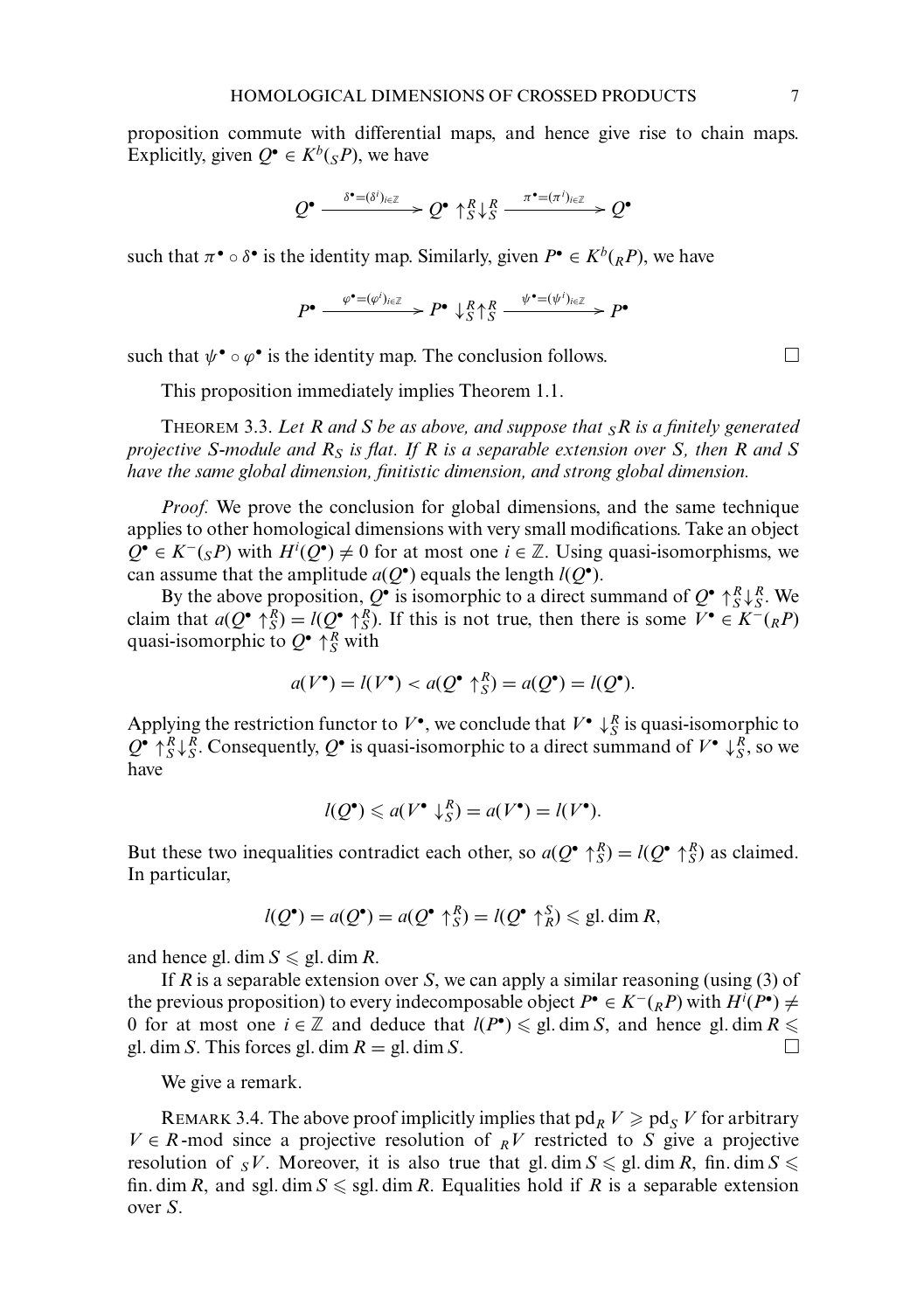proposition commute with differential maps, and hence give rise to chain maps. Explicitly, given $Q^\bullet \in K^b({}_SP)$, we have

$$Q^\bullet \xrightarrow{\delta^\bullet=(\delta^i)_{i\in\mathbb{Z}}} Q^\bullet \uparrow_S^R \downarrow_S^R \xrightarrow{\pi^\bullet=(\pi^i)_{i\in\mathbb{Z}}} Q^\bullet$$

such that $\pi^\bullet \circ \delta^\bullet$ is the identity map. Similarly, given $P^\bullet \in K^b({}_RP)$, we have

$$P^\bullet \xrightarrow{\varphi^\bullet=(\varphi^i)_{i\in\mathbb{Z}}} P^\bullet \downarrow_S^R \uparrow_S^R \xrightarrow{\psi^\bullet=(\psi^i)_{i\in\mathbb{Z}}} P^\bullet$$

such that $\psi^\bullet \circ \varphi^\bullet$ is the identity map. The conclusion follows. $\square$

This proposition immediately implies Theorem 1.1.

THEOREM 3.3. *Let $R$ and $S$ be as above, and suppose that ${}_SR$ is a finitely generated projective $S$-module and $R_S$ is flat. If $R$ is a separable extension over $S$, then $R$ and $S$ have the same global dimension, finitistic dimension, and strong global dimension.*

*Proof.* We prove the conclusion for global dimensions, and the same technique applies to other homological dimensions with very small modifications. Take an object $Q^\bullet \in K^-({}_SP)$ with $H^i(Q^\bullet) \neq 0$ for at most one $i \in \mathbb{Z}$. Using quasi-isomorphisms, we can assume that the amplitude $a(Q^\bullet)$ equals the length $l(Q^\bullet)$.

By the above proposition, $Q^\bullet$ is isomorphic to a direct summand of $Q^\bullet \uparrow_S^R \downarrow_S^R$. We claim that $a(Q^\bullet \uparrow_S^R) = l(Q^\bullet \uparrow_S^R)$. If this is not true, then there is some $V^\bullet \in K^-({}_RP)$ quasi-isomorphic to $Q^\bullet \uparrow_S^R$ with

$$a(V^\bullet) = l(V^\bullet) < a(Q^\bullet \uparrow_S^R) = a(Q^\bullet) = l(Q^\bullet).$$

Applying the restriction functor to $V^\bullet$, we conclude that $V^\bullet \downarrow_S^R$ is quasi-isomorphic to $Q^\bullet \uparrow_S^R \downarrow_S^R$. Consequently, $Q^\bullet$ is quasi-isomorphic to a direct summand of $V^\bullet \downarrow_S^R$, so we have

$$l(Q^\bullet) \leqslant a(V^\bullet \downarrow_S^R) = a(V^\bullet) = l(V^\bullet).$$

But these two inequalities contradict each other, so $a(Q^\bullet \uparrow_S^R) = l(Q^\bullet \uparrow_S^R)$ as claimed. In particular,

$$l(Q^\bullet) = a(Q^\bullet) = a(Q^\bullet \uparrow_S^R) = l(Q^\bullet \uparrow_R^S) \leqslant \text{gl. dim}\, R,$$

and hence $\text{gl. dim}\, S \leqslant \text{gl. dim}\, R$.

If $R$ is a separable extension over $S$, we can apply a similar reasoning (using (3) of the previous proposition) to every indecomposable object $P^\bullet \in K^-({}_RP)$ with $H^i(P^\bullet) \neq 0$ for at most one $i \in \mathbb{Z}$ and deduce that $l(P^\bullet) \leqslant \text{gl. dim}\, S$, and hence $\text{gl. dim}\, R \leqslant \text{gl. dim}\, S$. This forces $\text{gl. dim}\, R = \text{gl. dim}\, S$. $\square$

We give a remark.

REMARK 3.4. The above proof implicitly implies that $\text{pd}_R\, V \geqslant \text{pd}_S\, V$ for arbitrary $V \in R$-mod since a projective resolution of ${}_RV$ restricted to $S$ give a projective resolution of ${}_SV$. Moreover, it is also true that $\text{gl. dim}\, S \leqslant \text{gl. dim}\, R$, $\text{fin. dim}\, S \leqslant \text{fin. dim}\, R$, and $\text{sgl. dim}\, S \leqslant \text{sgl. dim}\, R$. Equalities hold if $R$ is a separable extension over $S$.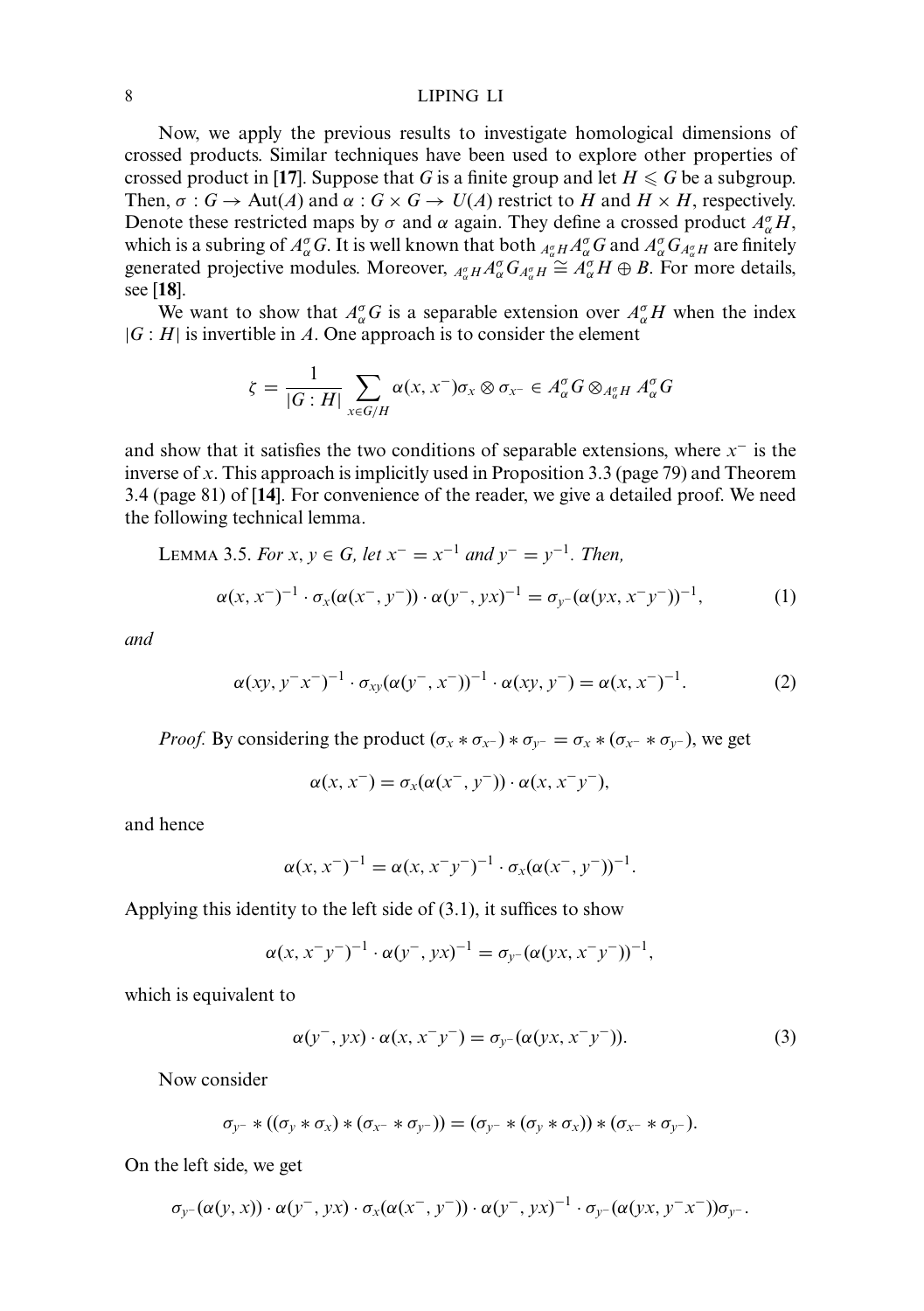Now, we apply the previous results to investigate homological dimensions of crossed products. Similar techniques have been used to explore other properties of crossed product in [**17**]. Suppose that $G$ is a finite group and let $H \leqslant G$ be a subgroup. Then, $\sigma : G \to \mathrm{Aut}(A)$ and $\alpha : G \times G \to U(A)$ restrict to $H$ and $H \times H$, respectively. Denote these restricted maps by $\sigma$ and $\alpha$ again. They define a crossed product $A^{\sigma}_{\alpha}H$, which is a subring of $A^{\sigma}_{\alpha}G$. It is well known that both ${}_{A^{\sigma}_{\alpha}H}A^{\sigma}_{\alpha}G$ and $A^{\sigma}_{\alpha}G_{A^{\sigma}_{\alpha}H}$ are finitely generated projective modules. Moreover, ${}_{A^{\sigma}_{\alpha}H}A^{\sigma}_{\alpha}G_{A^{\sigma}_{\alpha}H} \cong A^{\sigma}_{\alpha}H \oplus B$. For more details, see [**18**].

We want to show that $A^{\sigma}_{\alpha}G$ is a separable extension over $A^{\sigma}_{\alpha}H$ when the index $|G : H|$ is invertible in $A$. One approach is to consider the element

$$\zeta = \frac{1}{|G : H|} \sum_{x \in G/H} \alpha(x, x^{-})\sigma_x \otimes \sigma_{x^{-}} \in A^{\sigma}_{\alpha}G \otimes_{A^{\sigma}_{\alpha}H} A^{\sigma}_{\alpha}G$$

and show that it satisfies the two conditions of separable extensions, where $x^{-}$ is the inverse of $x$. This approach is implicitly used in Proposition 3.3 (page 79) and Theorem 3.4 (page 81) of [**14**]. For convenience of the reader, we give a detailed proof. We need the following technical lemma.

LEMMA 3.5. *For $x, y \in G$, let $x^{-} = x^{-1}$ and $y^{-} = y^{-1}$. Then,*

$$\alpha(x, x^{-})^{-1} \cdot \sigma_x(\alpha(x^{-}, y^{-})) \cdot \alpha(y^{-}, yx)^{-1} = \sigma_{y^{-}}(\alpha(yx, x^{-}y^{-}))^{-1}, \tag{1}$$

*and*

$$\alpha(xy, y^{-}x^{-})^{-1} \cdot \sigma_{xy}(\alpha(y^{-}, x^{-}))^{-1} \cdot \alpha(xy, y^{-}) = \alpha(x, x^{-})^{-1}. \tag{2}$$

*Proof.* By considering the product $(\sigma_x * \sigma_{x^{-}}) * \sigma_{y^{-}} = \sigma_x * (\sigma_{x^{-}} * \sigma_{y^{-}})$, we get

$$\alpha(x, x^{-}) = \sigma_x(\alpha(x^{-}, y^{-})) \cdot \alpha(x, x^{-}y^{-}),$$

and hence

$$\alpha(x, x^{-})^{-1} = \alpha(x, x^{-}y^{-})^{-1} \cdot \sigma_x(\alpha(x^{-}, y^{-}))^{-1}.$$

Applying this identity to the left side of (3.1), it suffices to show

$$\alpha(x, x^{-}y^{-})^{-1} \cdot \alpha(y^{-}, yx)^{-1} = \sigma_{y^{-}}(\alpha(yx, x^{-}y^{-}))^{-1},$$

which is equivalent to

$$\alpha(y^{-}, yx) \cdot \alpha(x, x^{-}y^{-}) = \sigma_{y^{-}}(\alpha(yx, x^{-}y^{-})). \tag{3}$$

Now consider

$$\sigma_{y^{-}} * ((\sigma_y * \sigma_x) * (\sigma_{x^{-}} * \sigma_{y^{-}})) = (\sigma_{y^{-}} * (\sigma_y * \sigma_x)) * (\sigma_{x^{-}} * \sigma_{y^{-}}).$$

On the left side, we get

$$\sigma_{y^{-}}(\alpha(y, x)) \cdot \alpha(y^{-}, yx) \cdot \sigma_x(\alpha(x^{-}, y^{-})) \cdot \alpha(y^{-}, yx)^{-1} \cdot \sigma_{y^{-}}(\alpha(yx, y^{-}x^{-}))\sigma_{y^{-}}.$$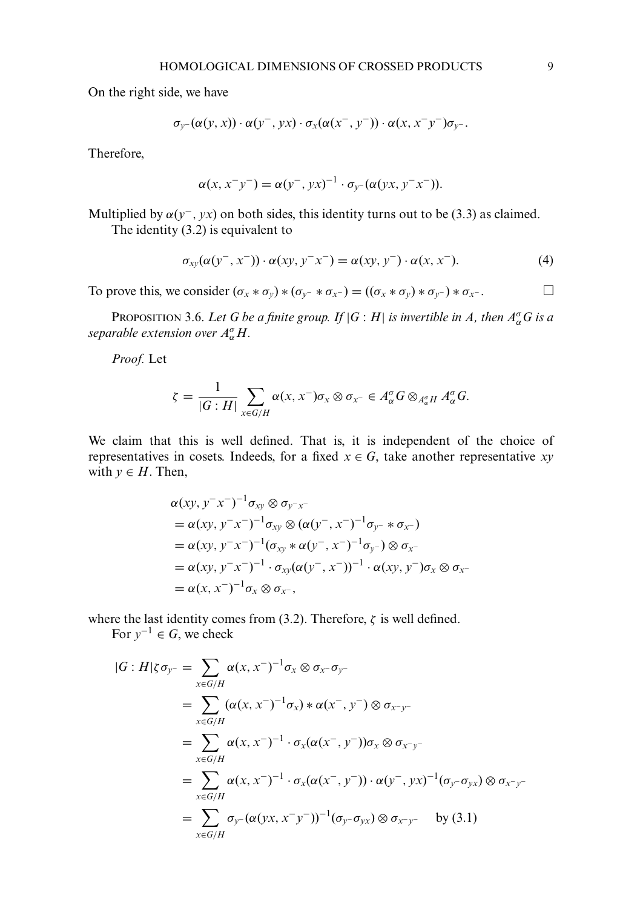On the right side, we have

$$\sigma_{y^-}(\alpha(y,x)) \cdot \alpha(y^-, yx) \cdot \sigma_x(\alpha(x^-, y^-)) \cdot \alpha(x, x^- y^-)\sigma_{y^-}.$$

Therefore,

$$\alpha(x, x^- y^-) = \alpha(y^-, yx)^{-1} \cdot \sigma_{y^-}(\alpha(yx, y^- x^-)).$$

Multiplied by $\alpha(y^-, yx)$ on both sides, this identity turns out to be (3.3) as claimed.

The identity (3.2) is equivalent to

$$\sigma_{xy}(\alpha(y^-, x^-)) \cdot \alpha(xy, y^- x^-) = \alpha(xy, y^-) \cdot \alpha(x, x^-). \tag{4}$$

To prove this, we consider $(\sigma_x * \sigma_y) * (\sigma_{y^-} * \sigma_{x^-}) = ((\sigma_x * \sigma_y) * \sigma_{y^-}) * \sigma_{x^-}$. □

Proposition 3.6. *Let $G$ be a finite group. If $|G : H|$ is invertible in $A$, then $A^\sigma_\alpha G$ is a separable extension over $A^\sigma_\alpha H$.*

*Proof.* Let

$$\zeta = \frac{1}{|G : H|} \sum_{x \in G/H} \alpha(x, x^-)\sigma_x \otimes \sigma_{x^-} \in A^\sigma_\alpha G \otimes_{A^\sigma_\alpha H} A^\sigma_\alpha G.$$

We claim that this is well defined. That is, it is independent of the choice of representatives in cosets. Indeeds, for a fixed $x \in G$, take another representative $xy$ with $y \in H$. Then,

$$\begin{aligned}
&\alpha(xy, y^- x^-)^{-1}\sigma_{xy} \otimes \sigma_{y^- x^-} \\
&= \alpha(xy, y^- x^-)^{-1}\sigma_{xy} \otimes (\alpha(y^-, x^-)^{-1}\sigma_{y^-} * \sigma_{x^-}) \\
&= \alpha(xy, y^- x^-)^{-1}(\sigma_{xy} * \alpha(y^-, x^-)^{-1}\sigma_{y^-}) \otimes \sigma_{x^-} \\
&= \alpha(xy, y^- x^-)^{-1} \cdot \sigma_{xy}(\alpha(y^-, x^-))^{-1} \cdot \alpha(xy, y^-)\sigma_x \otimes \sigma_{x^-} \\
&= \alpha(x, x^-)^{-1}\sigma_x \otimes \sigma_{x^-},
\end{aligned}$$

where the last identity comes from (3.2). Therefore, $\zeta$ is well defined.

For $y^{-1} \in G$, we check

$$\begin{aligned}
|G : H|\zeta\sigma_{y^-} &= \sum_{x \in G/H} \alpha(x, x^-)^{-1}\sigma_x \otimes \sigma_{x^-}\sigma_{y^-} \\
&= \sum_{x \in G/H} (\alpha(x, x^-)^{-1}\sigma_x) * \alpha(x^-, y^-) \otimes \sigma_{x^- y^-} \\
&= \sum_{x \in G/H} \alpha(x, x^-)^{-1} \cdot \sigma_x(\alpha(x^-, y^-))\sigma_x \otimes \sigma_{x^- y^-} \\
&= \sum_{x \in G/H} \alpha(x, x^-)^{-1} \cdot \sigma_x(\alpha(x^-, y^-)) \cdot \alpha(y^-, yx)^{-1}(\sigma_{y^-}\sigma_{yx}) \otimes \sigma_{x^- y^-} \\
&= \sum_{x \in G/H} \sigma_{y^-}(\alpha(yx, x^- y^-))^{-1}(\sigma_{y^-}\sigma_{yx}) \otimes \sigma_{x^- y^-} \quad \text{by (3.1)}
\end{aligned}$$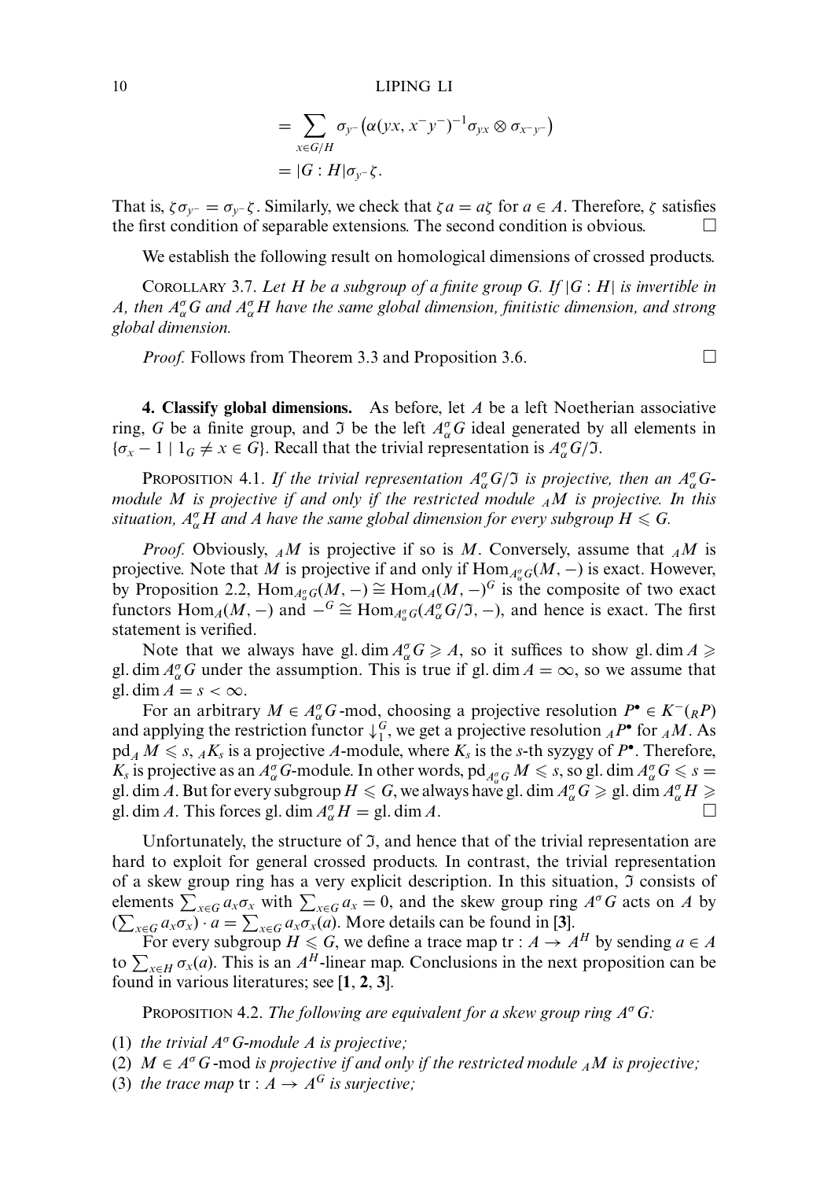$$= \sum_{x \in G/H} \sigma_{y^-} \left( \alpha(yx, x^- y^-)^{-1} \sigma_{yx} \otimes \sigma_{x^- y^-} \right)$$
$$= |G : H| \sigma_{y^-} \zeta.$$

That is, $\zeta \sigma_{y^-} = \sigma_{y^-} \zeta$. Similarly, we check that $\zeta a = a \zeta$ for $a \in A$. Therefore, $\zeta$ satisfies the first condition of separable extensions. The second condition is obvious. □

We establish the following result on homological dimensions of crossed products.

COROLLARY 3.7. *Let $H$ be a subgroup of a finite group $G$. If $|G : H|$ is invertible in $A$, then $A^\sigma_\alpha G$ and $A^\sigma_\alpha H$ have the same global dimension, finitistic dimension, and strong global dimension.*

*Proof.* Follows from Theorem 3.3 and Proposition 3.6. □

**4. Classify global dimensions.** As before, let $A$ be a left Noetherian associative ring, $G$ be a finite group, and $\mathfrak{I}$ be the left $A^\sigma_\alpha G$ ideal generated by all elements in $\{\sigma_x - 1 \mid 1_G \neq x \in G\}$. Recall that the trivial representation is $A^\sigma_\alpha G/\mathfrak{I}$.

PROPOSITION 4.1. *If the trivial representation $A^\sigma_\alpha G/\mathfrak{I}$ is projective, then an $A^\sigma_\alpha G$-module $M$ is projective if and only if the restricted module ${}_AM$ is projective. In this situation, $A^\sigma_\alpha H$ and $A$ have the same global dimension for every subgroup $H \leqslant G$.*

*Proof.* Obviously, ${}_AM$ is projective if so is $M$. Conversely, assume that ${}_AM$ is projective. Note that $M$ is projective if and only if $\mathrm{Hom}_{A^\sigma_\alpha G}(M, -)$ is exact. However, by Proposition 2.2, $\mathrm{Hom}_{A^\sigma_\alpha G}(M, -) \cong \mathrm{Hom}_A(M, -)^G$ is the composite of two exact functors $\mathrm{Hom}_A(M, -)$ and $-^G \cong \mathrm{Hom}_{A^\sigma_\alpha G}(A^\sigma_\alpha G/\mathfrak{I}, -)$, and hence is exact. The first statement is verified.

Note that we always have $\mathrm{gl.dim}\, A^\sigma_\alpha G \geqslant A$, so it suffices to show $\mathrm{gl.dim}\, A \geqslant \mathrm{gl.dim}\, A^\sigma_\alpha G$ under the assumption. This is true if $\mathrm{gl.dim}\, A = \infty$, so we assume that $\mathrm{gl.dim}\, A = s < \infty$.

For an arbitrary $M \in A^\sigma_\alpha G$-mod, choosing a projective resolution $P^\bullet \in K^-({}_RP)$ and applying the restriction functor $\downarrow^G_1$, we get a projective resolution ${}_AP^\bullet$ for ${}_AM$. As $\mathrm{pd}_A\, M \leqslant s$, ${}_AK_s$ is a projective $A$-module, where $K_s$ is the $s$-th syzygy of $P^\bullet$. Therefore, $K_s$ is projective as an $A^\sigma_\alpha G$-module. In other words, $\mathrm{pd}_{A^\sigma_\alpha G}\, M \leqslant s$, so $\mathrm{gl.dim}\, A^\sigma_\alpha G \leqslant s = \mathrm{gl.dim}\, A$. But for every subgroup $H \leqslant G$, we always have $\mathrm{gl.dim}\, A^\sigma_\alpha G \geqslant \mathrm{gl.dim}\, A^\sigma_\alpha H \geqslant \mathrm{gl.dim}\, A$. This forces $\mathrm{gl.dim}\, A^\sigma_\alpha H = \mathrm{gl.dim}\, A$. □

Unfortunately, the structure of $\mathfrak{I}$, and hence that of the trivial representation are hard to exploit for general crossed products. In contrast, the trivial representation of a skew group ring has a very explicit description. In this situation, $\mathfrak{I}$ consists of elements $\sum_{x \in G} a_x \sigma_x$ with $\sum_{x \in G} a_x = 0$, and the skew group ring $A^\sigma G$ acts on $A$ by $(\sum_{x \in G} a_x \sigma_x) \cdot a = \sum_{x \in G} a_x \sigma_x(a)$. More details can be found in [3].

For every subgroup $H \leqslant G$, we define a trace map $\mathrm{tr} : A \to A^H$ by sending $a \in A$ to $\sum_{x \in H} \sigma_x(a)$. This is an $A^H$-linear map. Conclusions in the next proposition can be found in various literatures; see [1, 2, 3].

PROPOSITION 4.2. *The following are equivalent for a skew group ring $A^\sigma G$:*

(1) *the trivial $A^\sigma G$-module $A$ is projective;*
(2) *$M \in A^\sigma G$-mod is projective if and only if the restricted module ${}_AM$ is projective;*
(3) *the trace map $\mathrm{tr} : A \to A^G$ is surjective;*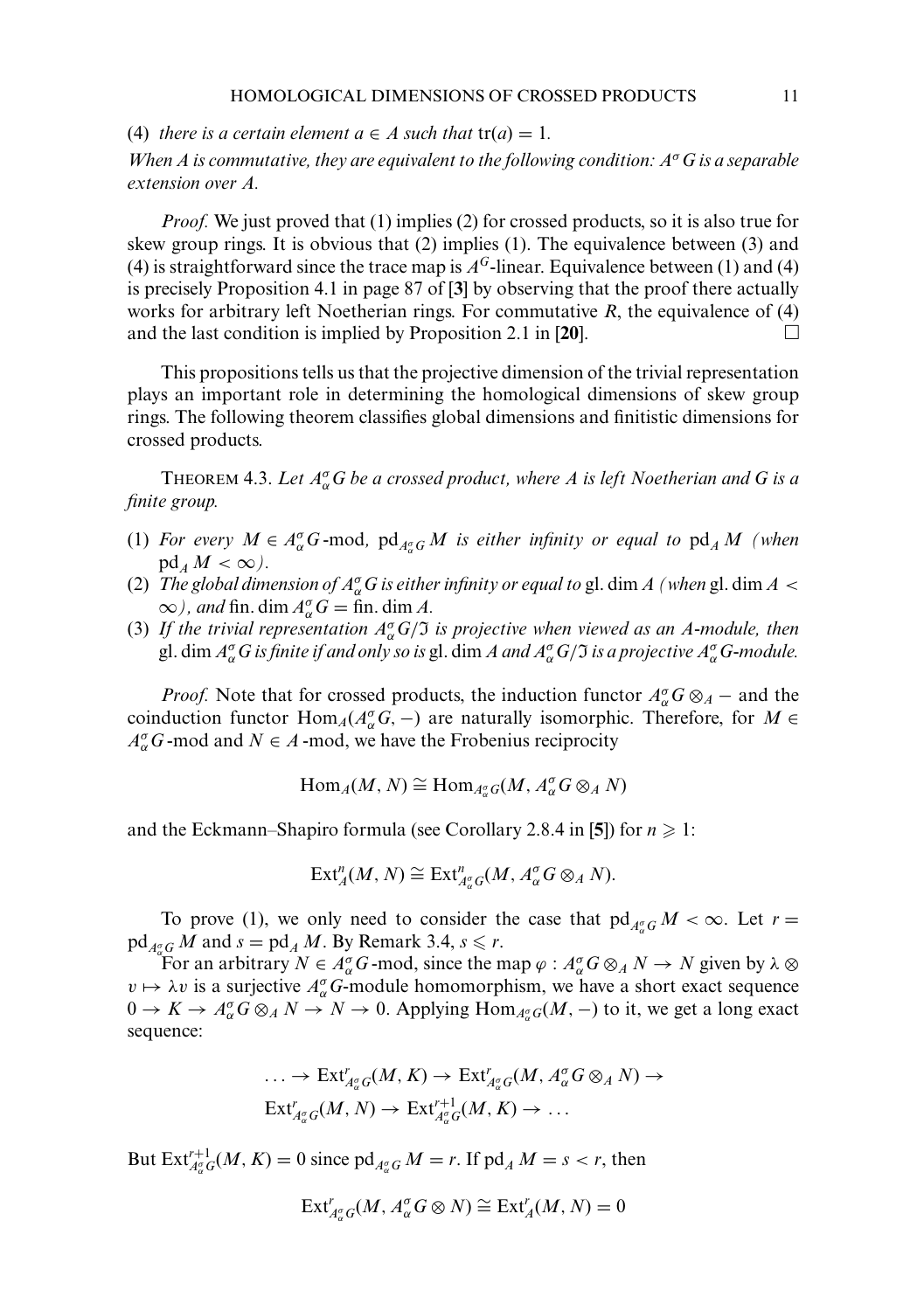(4) *there is a certain element $a \in A$ such that* $\operatorname{tr}(a) = 1$.

*When $A$ is commutative, they are equivalent to the following condition: $A^\sigma G$ is a separable extension over $A$.*

*Proof.* We just proved that (1) implies (2) for crossed products, so it is also true for skew group rings. It is obvious that (2) implies (1). The equivalence between (3) and (4) is straightforward since the trace map is $A^G$-linear. Equivalence between (1) and (4) is precisely Proposition 4.1 in page 87 of [**3**] by observing that the proof there actually works for arbitrary left Noetherian rings. For commutative $R$, the equivalence of (4) and the last condition is implied by Proposition 2.1 in [**20**]. □

This propositions tells us that the projective dimension of the trivial representation plays an important role in determining the homological dimensions of skew group rings. The following theorem classifies global dimensions and finitistic dimensions for crossed products.

THEOREM 4.3. *Let $A^\sigma_\alpha G$ be a crossed product, where $A$ is left Noetherian and $G$ is a finite group.*

1. *For every $M \in A^\sigma_\alpha G$-mod, $\operatorname{pd}_{A^\sigma_\alpha G} M$ is either infinity or equal to $\operatorname{pd}_A M$ (when $\operatorname{pd}_A M < \infty$).*
2. *The global dimension of $A^\sigma_\alpha G$ is either infinity or equal to $\operatorname{gl.dim} A$ (when $\operatorname{gl.dim} A < \infty$), and $\operatorname{fin.dim} A^\sigma_\alpha G = \operatorname{fin.dim} A$.*
3. *If the trivial representation $A^\sigma_\alpha G/\mathfrak{I}$ is projective when viewed as an $A$-module, then $\operatorname{gl.dim} A^\sigma_\alpha G$ is finite if and only so is $\operatorname{gl.dim} A$ and $A^\sigma_\alpha G/\mathfrak{I}$ is a projective $A^\sigma_\alpha G$-module.*

*Proof.* Note that for crossed products, the induction functor $A^\sigma_\alpha G \otimes_A -$ and the coinduction functor $\operatorname{Hom}_A(A^\sigma_\alpha G, -)$ are naturally isomorphic. Therefore, for $M \in A^\sigma_\alpha G$-mod and $N \in A$-mod, we have the Frobenius reciprocity

$$\operatorname{Hom}_A(M, N) \cong \operatorname{Hom}_{A^\sigma_\alpha G}(M, A^\sigma_\alpha G \otimes_A N)$$

and the Eckmann–Shapiro formula (see Corollary 2.8.4 in [**5**]) for $n \geqslant 1$:

$$\operatorname{Ext}^n_A(M, N) \cong \operatorname{Ext}^n_{A^\sigma_\alpha G}(M, A^\sigma_\alpha G \otimes_A N).$$

To prove (1), we only need to consider the case that $\operatorname{pd}_{A^\sigma_\alpha G} M < \infty$. Let $r = \operatorname{pd}_{A^\sigma_\alpha G} M$ and $s = \operatorname{pd}_A M$. By Remark 3.4, $s \leqslant r$.

For an arbitrary $N \in A^\sigma_\alpha G$-mod, since the map $\varphi : A^\sigma_\alpha G \otimes_A N \to N$ given by $\lambda \otimes v \mapsto \lambda v$ is a surjective $A^\sigma_\alpha G$-module homomorphism, we have a short exact sequence $0 \to K \to A^\sigma_\alpha G \otimes_A N \to N \to 0$. Applying $\operatorname{Hom}_{A^\sigma_\alpha G}(M, -)$ to it, we get a long exact sequence:

$$\ldots \to \operatorname{Ext}^r_{A^\sigma_\alpha G}(M, K) \to \operatorname{Ext}^r_{A^\sigma_\alpha G}(M, A^\sigma_\alpha G \otimes_A N) \to$$
$$\operatorname{Ext}^r_{A^\sigma_\alpha G}(M, N) \to \operatorname{Ext}^{r+1}_{A^\sigma_\alpha G}(M, K) \to \ldots$$

But $\operatorname{Ext}^{r+1}_{A^\sigma_\alpha G}(M, K) = 0$ since $\operatorname{pd}_{A^\sigma_\alpha G} M = r$. If $\operatorname{pd}_A M = s < r$, then

$$\operatorname{Ext}^r_{A^\sigma_\alpha G}(M, A^\sigma_\alpha G \otimes N) \cong \operatorname{Ext}^r_A(M, N) = 0$$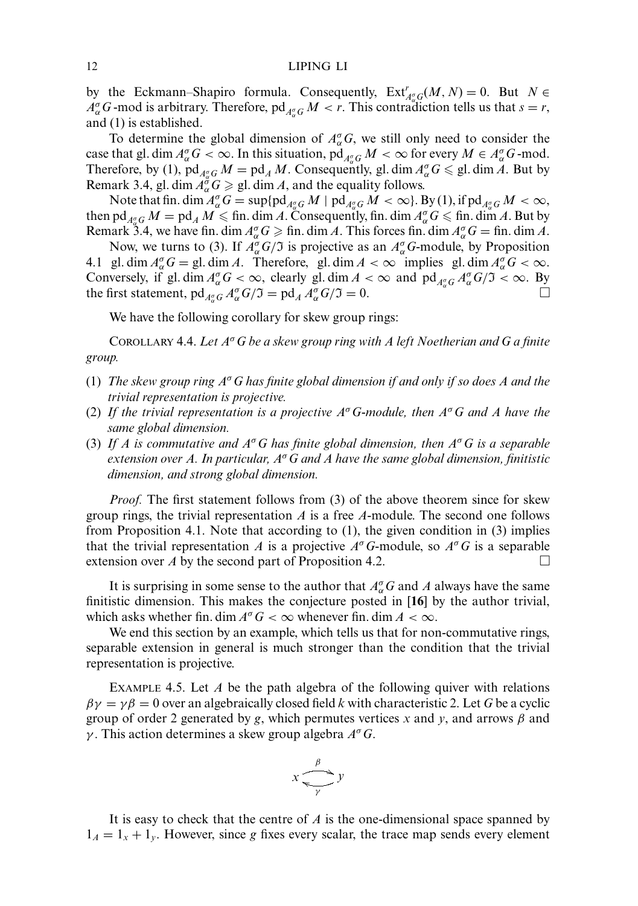by the Eckmann–Shapiro formula. Consequently, $\mathrm{Ext}^r_{A^\sigma_\alpha G}(M, N) = 0$. But $N \in A^\sigma_\alpha G$-mod is arbitrary. Therefore, $\mathrm{pd}_{A^\sigma_\alpha G} M < r$. This contradiction tells us that $s = r$, and (1) is established.

To determine the global dimension of $A^\sigma_\alpha G$, we still only need to consider the case that $\mathrm{gl.dim}\, A^\sigma_\alpha G < \infty$. In this situation, $\mathrm{pd}_{A^\sigma_\alpha G} M < \infty$ for every $M \in A^\sigma_\alpha G$-mod. Therefore, by (1), $\mathrm{pd}_{A^\sigma_\alpha G} M = \mathrm{pd}_A M$. Consequently, $\mathrm{gl.dim}\, A^\sigma_\alpha G \leqslant \mathrm{gl.dim}\, A$. But by Remark 3.4, $\mathrm{gl.dim}\, A^\sigma_\alpha G \geqslant \mathrm{gl.dim}\, A$, and the equality follows.

Note that $\mathrm{fin.dim}\, A^\sigma_\alpha G = \sup\{\mathrm{pd}_{A^\sigma_\alpha G} M \mid \mathrm{pd}_{A^\sigma_\alpha G} M < \infty\}$. By (1), if $\mathrm{pd}_{A^\sigma_\alpha G} M < \infty$, then $\mathrm{pd}_{A^\sigma_\alpha G} M = \mathrm{pd}_A M \leqslant \mathrm{fin.dim}\, A$. Consequently, $\mathrm{fin.dim}\, A^\sigma_\alpha G \leqslant \mathrm{fin.dim}\, A$. But by Remark 3.4, we have $\mathrm{fin.dim}\, A^\sigma_\alpha G \geqslant \mathrm{fin.dim}\, A$. This forces $\mathrm{fin.dim}\, A^\sigma_\alpha G = \mathrm{fin.dim}\, A$.

Now, we turns to (3). If $A^\sigma_\alpha G/\mathfrak{I}$ is projective as an $A^\sigma_\alpha G$-module, by Proposition 4.1 $\mathrm{gl.dim}\, A^\sigma_\alpha G = \mathrm{gl.dim}\, A$. Therefore, $\mathrm{gl.dim}\, A < \infty$ implies $\mathrm{gl.dim}\, A^\sigma_\alpha G < \infty$. Conversely, if $\mathrm{gl.dim}\, A^\sigma_\alpha G < \infty$, clearly $\mathrm{gl.dim}\, A < \infty$ and $\mathrm{pd}_{A^\sigma_\alpha G} A^\sigma_\alpha G/\mathfrak{I} < \infty$. By the first statement, $\mathrm{pd}_{A^\sigma_\alpha G} A^\sigma_\alpha G/\mathfrak{I} = \mathrm{pd}_A A^\sigma_\alpha G/\mathfrak{I} = 0$. □

We have the following corollary for skew group rings:

COROLLARY 4.4. *Let $A^\sigma G$ be a skew group ring with A left Noetherian and G a finite group.*

1. *The skew group ring $A^\sigma G$ has finite global dimension if and only if so does A and the trivial representation is projective.*
2. *If the trivial representation is a projective $A^\sigma G$-module, then $A^\sigma G$ and A have the same global dimension.*
3. *If A is commutative and $A^\sigma G$ has finite global dimension, then $A^\sigma G$ is a separable extension over A. In particular, $A^\sigma G$ and A have the same global dimension, finitistic dimension, and strong global dimension.*

*Proof.* The first statement follows from (3) of the above theorem since for skew group rings, the trivial representation $A$ is a free $A$-module. The second one follows from Proposition 4.1. Note that according to (1), the given condition in (3) implies that the trivial representation $A$ is a projective $A^\sigma G$-module, so $A^\sigma G$ is a separable extension over $A$ by the second part of Proposition 4.2. □

It is surprising in some sense to the author that $A^\sigma_\alpha G$ and $A$ always have the same finitistic dimension. This makes the conjecture posted in [**16**] by the author trivial, which asks whether $\mathrm{fin.dim}\, A^\sigma G < \infty$ whenever $\mathrm{fin.dim}\, A < \infty$.

We end this section by an example, which tells us that for non-commutative rings, separable extension in general is much stronger than the condition that the trivial representation is projective.

EXAMPLE 4.5. Let $A$ be the path algebra of the following quiver with relations $\beta\gamma = \gamma\beta = 0$ over an algebraically closed field $k$ with characteristic 2. Let $G$ be a cyclic group of order 2 generated by $g$, which permutes vertices $x$ and $y$, and arrows $\beta$ and $\gamma$. This action determines a skew group algebra $A^\sigma G$.

$$x \underset{\gamma}{\overset{\beta}{\rightleftarrows}} y$$

It is easy to check that the centre of $A$ is the one-dimensional space spanned by $1_A = 1_x + 1_y$. However, since $g$ fixes every scalar, the trace map sends every element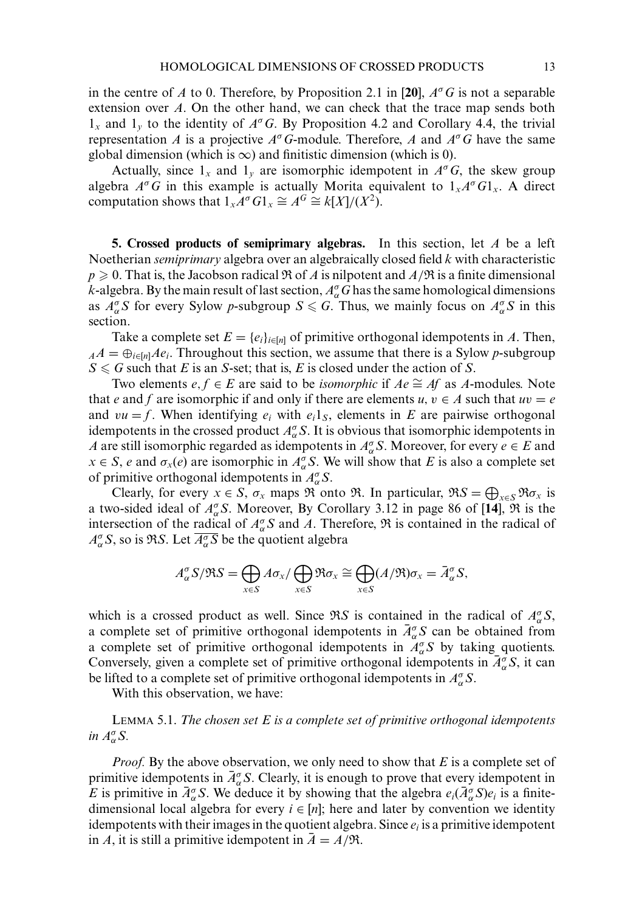in the centre of $A$ to 0. Therefore, by Proposition 2.1 in [**20**], $A^\sigma G$ is not a separable extension over $A$. On the other hand, we can check that the trace map sends both $1_x$ and $1_y$ to the identity of $A^\sigma G$. By Proposition 4.2 and Corollary 4.4, the trivial representation $A$ is a projective $A^\sigma G$-module. Therefore, $A$ and $A^\sigma G$ have the same global dimension (which is $\infty$) and finitistic dimension (which is 0).

Actually, since $1_x$ and $1_y$ are isomorphic idempotent in $A^\sigma G$, the skew group algebra $A^\sigma G$ in this example is actually Morita equivalent to $1_x A^\sigma G 1_x$. A direct computation shows that $1_x A^\sigma G 1_x \cong A^G \cong k[X]/(X^2)$.

**5. Crossed products of semiprimary algebras.** In this section, let $A$ be a left Noetherian *semiprimary* algebra over an algebraically closed field $k$ with characteristic $p \geqslant 0$. That is, the Jacobson radical $\mathfrak{R}$ of $A$ is nilpotent and $A/\mathfrak{R}$ is a finite dimensional $k$-algebra. By the main result of last section, $A^\sigma_\alpha G$ has the same homological dimensions as $A^\sigma_\alpha S$ for every Sylow $p$-subgroup $S \leqslant G$. Thus, we mainly focus on $A^\sigma_\alpha S$ in this section.

Take a complete set $E = \{e_i\}_{i \in [n]}$ of primitive orthogonal idempotents in $A$. Then, ${}_A A = \oplus_{i \in [n]} A e_i$. Throughout this section, we assume that there is a Sylow $p$-subgroup $S \leqslant G$ such that $E$ is an $S$-set; that is, $E$ is closed under the action of $S$.

Two elements $e, f \in E$ are said to be *isomorphic* if $Ae \cong Af$ as $A$-modules. Note that $e$ and $f$ are isomorphic if and only if there are elements $u, v \in A$ such that $uv = e$ and $vu = f$. When identifying $e_i$ with $e_i 1_S$, elements in $E$ are pairwise orthogonal idempotents in the crossed product $A^\sigma_\alpha S$. It is obvious that isomorphic idempotents in $A$ are still isomorphic regarded as idempotents in $A^\sigma_\alpha S$. Moreover, for every $e \in E$ and $x \in S$, $e$ and $\sigma_x(e)$ are isomorphic in $A^\sigma_\alpha S$. We will show that $E$ is also a complete set of primitive orthogonal idempotents in $A^\sigma_\alpha S$.

Clearly, for every $x \in S$, $\sigma_x$ maps $\mathfrak{R}$ onto $\mathfrak{R}$. In particular, $\mathfrak{R}S = \bigoplus_{x \in S} \mathfrak{R}\sigma_x$ is a two-sided ideal of $A^\sigma_\alpha S$. Moreover, By Corollary 3.12 in page 86 of [**14**], $\mathfrak{R}$ is the intersection of the radical of $A^\sigma_\alpha S$ and $A$. Therefore, $\mathfrak{R}$ is contained in the radical of $A^\sigma_\alpha S$, so is $\mathfrak{R}S$. Let $\overline{A^\sigma_\alpha S}$ be the quotient algebra

$$A^\sigma_\alpha S / \mathfrak{R}S = \bigoplus_{x \in S} A\sigma_x \Big/ \bigoplus_{x \in S} \mathfrak{R}\sigma_x \cong \bigoplus_{x \in S} (A/\mathfrak{R})\sigma_x = \bar{A}^\sigma_\alpha S,$$

which is a crossed product as well. Since $\mathfrak{R}S$ is contained in the radical of $A^\sigma_\alpha S$, a complete set of primitive orthogonal idempotents in $\bar{A}^\sigma_\alpha S$ can be obtained from a complete set of primitive orthogonal idempotents in $A^\sigma_\alpha S$ by taking quotients. Conversely, given a complete set of primitive orthogonal idempotents in $\bar{A}^\sigma_\alpha S$, it can be lifted to a complete set of primitive orthogonal idempotents in $A^\sigma_\alpha S$.

With this observation, we have:

LEMMA 5.1. *The chosen set $E$ is a complete set of primitive orthogonal idempotents in $A^\sigma_\alpha S$.*

*Proof.* By the above observation, we only need to show that $E$ is a complete set of primitive idempotents in $\bar{A}^\sigma_\alpha S$. Clearly, it is enough to prove that every idempotent in $E$ is primitive in $\bar{A}^\sigma_\alpha S$. We deduce it by showing that the algebra $e_i(\bar{A}^\sigma_\alpha S)e_i$ is a finite-dimensional local algebra for every $i \in [n]$; here and later by convention we identity idempotents with their images in the quotient algebra. Since $e_i$ is a primitive idempotent in $A$, it is still a primitive idempotent in $\bar{A} = A/\mathfrak{R}$.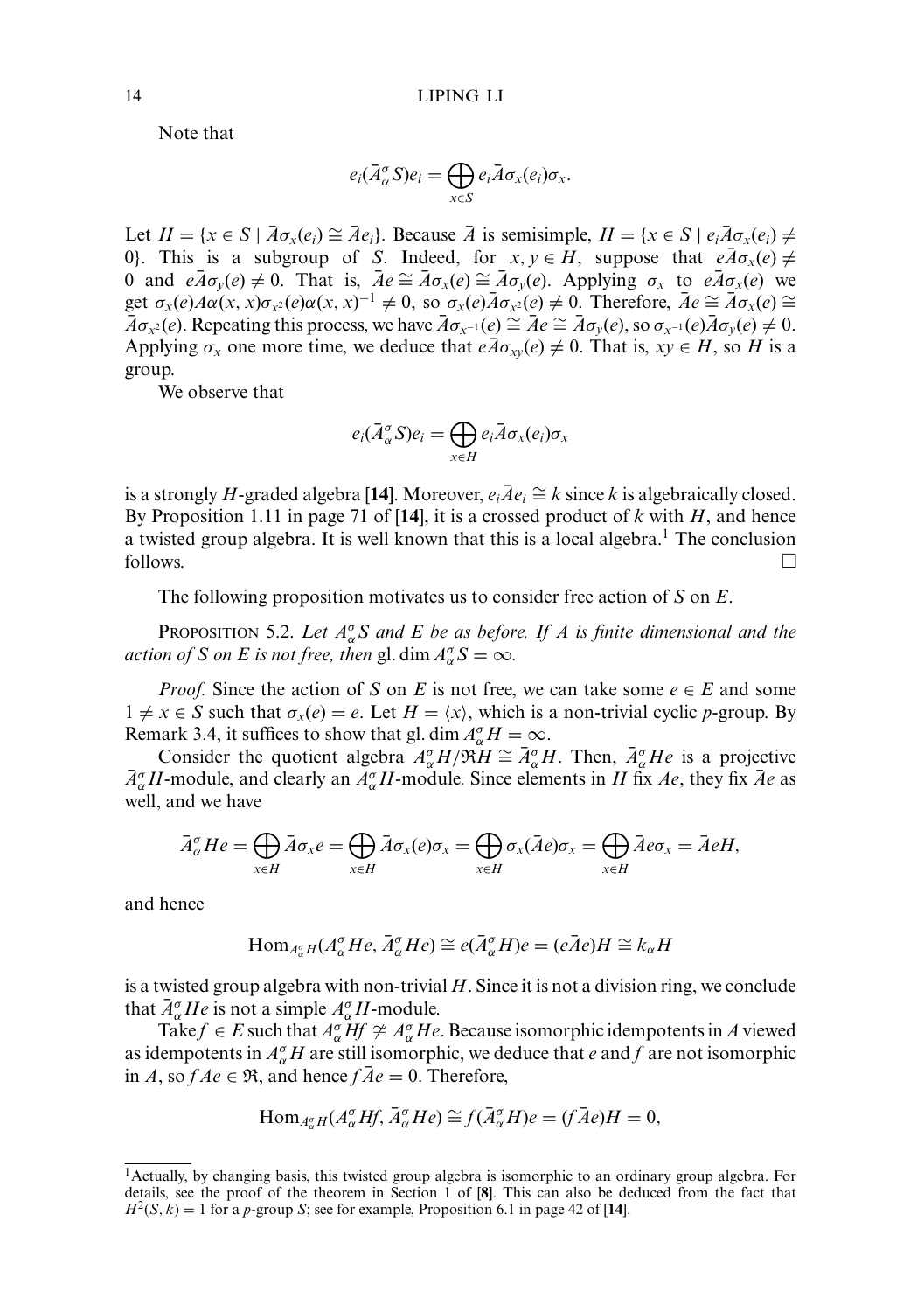Note that

$$e_i(\bar{A}^\sigma_\alpha S)e_i = \bigoplus_{x\in S} e_i\bar{A}\sigma_x(e_i)\sigma_x.$$

Let $H = \{x \in S \mid \bar{A}\sigma_x(e_i) \cong \bar{A}e_i\}$. Because $\bar{A}$ is semisimple, $H = \{x \in S \mid e_i\bar{A}\sigma_x(e_i) \neq 0\}$. This is a subgroup of $S$. Indeed, for $x, y \in H$, suppose that $e\bar{A}\sigma_x(e) \neq 0$ and $e\bar{A}\sigma_y(e) \neq 0$. That is, $\bar{A}e \cong \bar{A}\sigma_x(e) \cong \bar{A}\sigma_y(e)$. Applying $\sigma_x$ to $e\bar{A}\sigma_x(e)$ we get $\sigma_x(e)A\alpha(x,x)\sigma_{x^2}(e)\alpha(x,x)^{-1} \neq 0$, so $\sigma_x(e)\bar{A}\sigma_{x^2}(e) \neq 0$. Therefore, $\bar{A}e \cong \bar{A}\sigma_x(e) \cong \bar{A}\sigma_{x^2}(e)$. Repeating this process, we have $\bar{A}\sigma_{x^{-1}}(e) \cong \bar{A}e \cong \bar{A}\sigma_y(e)$, so $\sigma_{x^{-1}}(e)\bar{A}\sigma_y(e) \neq 0$. Applying $\sigma_x$ one more time, we deduce that $e\bar{A}\sigma_{xy}(e) \neq 0$. That is, $xy \in H$, so $H$ is a group.

We observe that

$$e_i(\bar{A}^\sigma_\alpha S)e_i = \bigoplus_{x\in H} e_i\bar{A}\sigma_x(e_i)\sigma_x$$

is a strongly $H$-graded algebra [14]. Moreover, $e_i\bar{A}e_i \cong k$ since $k$ is algebraically closed. By Proposition 1.11 in page 71 of [14], it is a crossed product of $k$ with $H$, and hence a twisted group algebra. It is well known that this is a local algebra.[1] The conclusion follows. □

The following proposition motivates us to consider free action of $S$ on $E$.

PROPOSITION 5.2. *Let $A^\sigma_\alpha S$ and $E$ be as before. If $A$ is finite dimensional and the action of $S$ on $E$ is not free, then* $\operatorname{gl.dim} A^\sigma_\alpha S = \infty$.

*Proof.* Since the action of $S$ on $E$ is not free, we can take some $e \in E$ and some $1 \neq x \in S$ such that $\sigma_x(e) = e$. Let $H = \langle x \rangle$, which is a non-trivial cyclic $p$-group. By Remark 3.4, it suffices to show that $\operatorname{gl.dim} A^\sigma_\alpha H = \infty$.

Consider the quotient algebra $A^\sigma_\alpha H/\mathfrak{R}H \cong \bar{A}^\sigma_\alpha H$. Then, $\bar{A}^\sigma_\alpha He$ is a projective $\bar{A}^\sigma_\alpha H$-module, and clearly an $A^\sigma_\alpha H$-module. Since elements in $H$ fix $Ae$, they fix $\bar{A}e$ as well, and we have

$$\bar{A}^\sigma_\alpha He = \bigoplus_{x\in H} \bar{A}\sigma_x e = \bigoplus_{x\in H} \bar{A}\sigma_x(e)\sigma_x = \bigoplus_{x\in H} \sigma_x(\bar{A}e)\sigma_x = \bigoplus_{x\in H} \bar{A}e\sigma_x = \bar{A}eH,$$

and hence

$$\operatorname{Hom}_{A^\sigma_\alpha H}(A^\sigma_\alpha He, \bar{A}^\sigma_\alpha He) \cong e(\bar{A}^\sigma_\alpha H)e = (e\bar{A}e)H \cong k_\alpha H$$

is a twisted group algebra with non-trivial $H$. Since it is not a division ring, we conclude that $\bar{A}^\sigma_\alpha He$ is not a simple $A^\sigma_\alpha H$-module.

Take $f \in E$ such that $A^\sigma_\alpha Hf \ncong A^\sigma_\alpha He$. Because isomorphic idempotents in $A$ viewed as idempotents in $A^\sigma_\alpha H$ are still isomorphic, we deduce that $e$ and $f$ are not isomorphic in $A$, so $fAe \in \mathfrak{R}$, and hence $f\bar{A}e = 0$. Therefore,

$$\operatorname{Hom}_{A^\sigma_\alpha H}(A^\sigma_\alpha Hf, \bar{A}^\sigma_\alpha He) \cong f(\bar{A}^\sigma_\alpha H)e = (f\bar{A}e)H = 0,$$

---

[1] Actually, by changing basis, this twisted group algebra is isomorphic to an ordinary group algebra. For details, see the proof of the theorem in Section 1 of [8]. This can also be deduced from the fact that $H^2(S, k) = 1$ for a $p$-group $S$; see for example, Proposition 6.1 in page 42 of [14].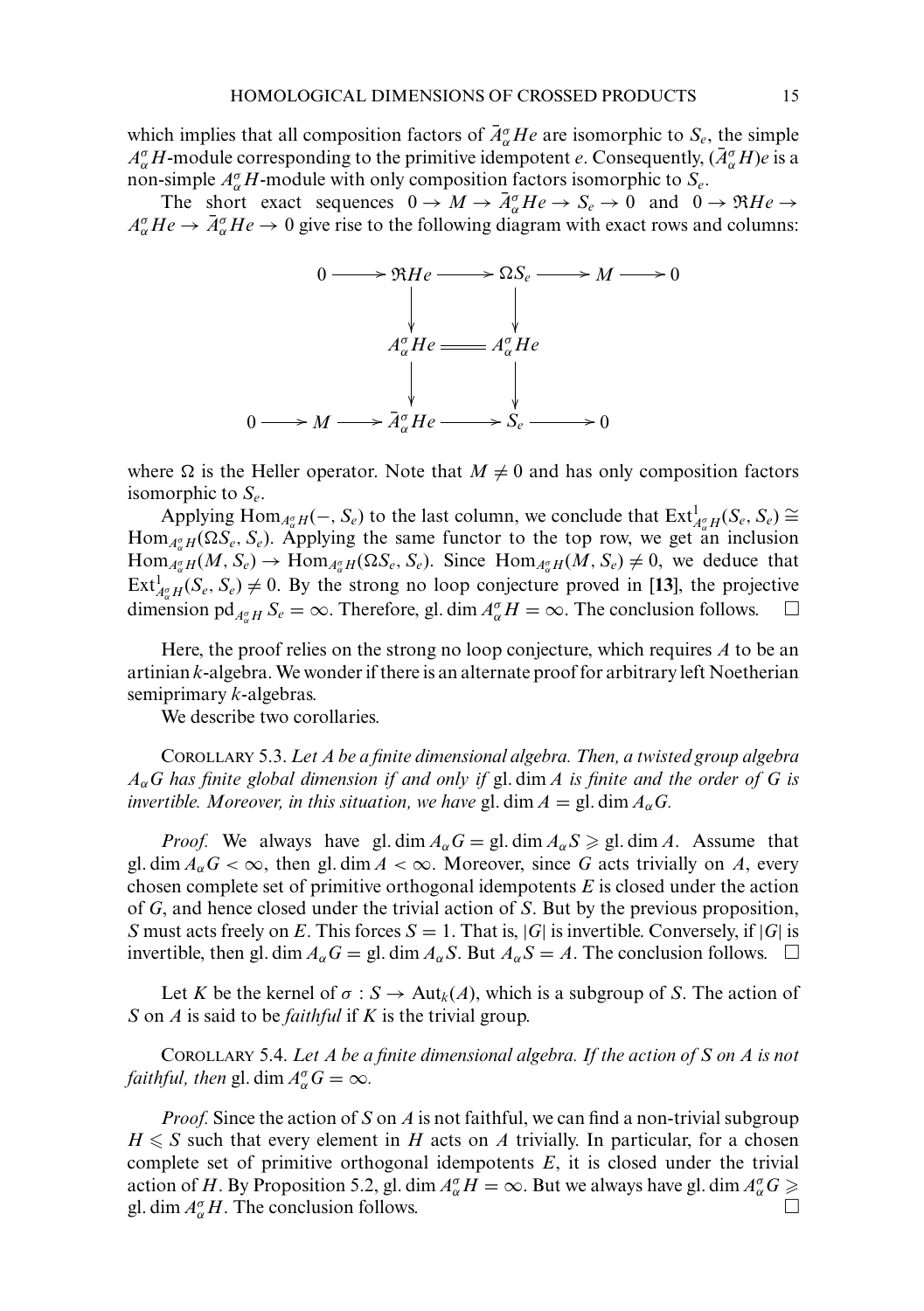which implies that all composition factors of $\bar{A}^{\sigma}_{\alpha}He$ are isomorphic to $S_e$, the simple $A^{\sigma}_{\alpha}H$-module corresponding to the primitive idempotent $e$. Consequently, $(\bar{A}^{\sigma}_{\alpha}H)e$ is a non-simple $A^{\sigma}_{\alpha}H$-module with only composition factors isomorphic to $S_e$.

The short exact sequences $0 \to M \to \bar{A}^{\sigma}_{\alpha}He \to S_e \to 0$ and $0 \to \mathfrak{R}He \to A^{\sigma}_{\alpha}He \to \bar{A}^{\sigma}_{\alpha}He \to 0$ give rise to the following diagram with exact rows and columns:

$$\begin{array}{ccccccccc}
0 & \longrightarrow & \mathfrak{R}He & \longrightarrow & \Omega S_e & \longrightarrow & M & \longrightarrow & 0 \\
 & & \downarrow & & \downarrow & & & & \\
 & & A^{\sigma}_{\alpha}He & = & A^{\sigma}_{\alpha}He & & & & \\
 & & \downarrow & & \downarrow & & & & \\
0 & \longrightarrow & M & \longrightarrow \bar{A}^{\sigma}_{\alpha}He & \longrightarrow & S_e & \longrightarrow & 0 &
\end{array}$$

where $\Omega$ is the Heller operator. Note that $M \neq 0$ and has only composition factors isomorphic to $S_e$.

Applying $\mathrm{Hom}_{A^{\sigma}_{\alpha}H}(-, S_e)$ to the last column, we conclude that $\mathrm{Ext}^1_{A^{\sigma}_{\alpha}H}(S_e, S_e) \cong \mathrm{Hom}_{A^{\sigma}_{\alpha}H}(\Omega S_e, S_e)$. Applying the same functor to the top row, we get an inclusion $\mathrm{Hom}_{A^{\sigma}_{\alpha}H}(M, S_e) \to \mathrm{Hom}_{A^{\sigma}_{\alpha}H}(\Omega S_e, S_e)$. Since $\mathrm{Hom}_{A^{\sigma}_{\alpha}H}(M, S_e) \neq 0$, we deduce that $\mathrm{Ext}^1_{A^{\sigma}_{\alpha}H}(S_e, S_e) \neq 0$. By the strong no loop conjecture proved in [**13**], the projective dimension $\mathrm{pd}_{A^{\sigma}_{\alpha}H} S_e = \infty$. Therefore, $\mathrm{gl.dim}\, A^{\sigma}_{\alpha}H = \infty$. The conclusion follows. $\square$

Here, the proof relies on the strong no loop conjecture, which requires $A$ to be an artinian $k$-algebra. We wonder if there is an alternate proof for arbitrary left Noetherian semiprimary $k$-algebras.

We describe two corollaries.

COROLLARY 5.3. *Let $A$ be a finite dimensional algebra. Then, a twisted group algebra $A_{\alpha}G$ has finite global dimension if and only if* $\mathrm{gl.dim}\, A$ *is finite and the order of $G$ is invertible. Moreover, in this situation, we have* $\mathrm{gl.dim}\, A = \mathrm{gl.dim}\, A_{\alpha}G$.

*Proof.* We always have $\mathrm{gl.dim}\, A_{\alpha}G = \mathrm{gl.dim}\, A_{\alpha}S \geqslant \mathrm{gl.dim}\, A$. Assume that $\mathrm{gl.dim}\, A_{\alpha}G < \infty$, then $\mathrm{gl.dim}\, A < \infty$. Moreover, since $G$ acts trivially on $A$, every chosen complete set of primitive orthogonal idempotents $E$ is closed under the action of $G$, and hence closed under the trivial action of $S$. But by the previous proposition, $S$ must acts freely on $E$. This forces $S = 1$. That is, $|G|$ is invertible. Conversely, if $|G|$ is invertible, then $\mathrm{gl.dim}\, A_{\alpha}G = \mathrm{gl.dim}\, A_{\alpha}S$. But $A_{\alpha}S = A$. The conclusion follows. $\square$

Let $K$ be the kernel of $\sigma : S \to \mathrm{Aut}_k(A)$, which is a subgroup of $S$. The action of $S$ on $A$ is said to be *faithful* if $K$ is the trivial group.

COROLLARY 5.4. *Let $A$ be a finite dimensional algebra. If the action of $S$ on $A$ is not faithful, then* $\mathrm{gl.dim}\, A^{\sigma}_{\alpha}G = \infty$.

*Proof.* Since the action of $S$ on $A$ is not faithful, we can find a non-trivial subgroup $H \leqslant S$ such that every element in $H$ acts on $A$ trivially. In particular, for a chosen complete set of primitive orthogonal idempotents $E$, it is closed under the trivial action of $H$. By Proposition 5.2, $\mathrm{gl.dim}\, A^{\sigma}_{\alpha}H = \infty$. But we always have $\mathrm{gl.dim}\, A^{\sigma}_{\alpha}G \geqslant \mathrm{gl.dim}\, A^{\sigma}_{\alpha}H$. The conclusion follows. $\square$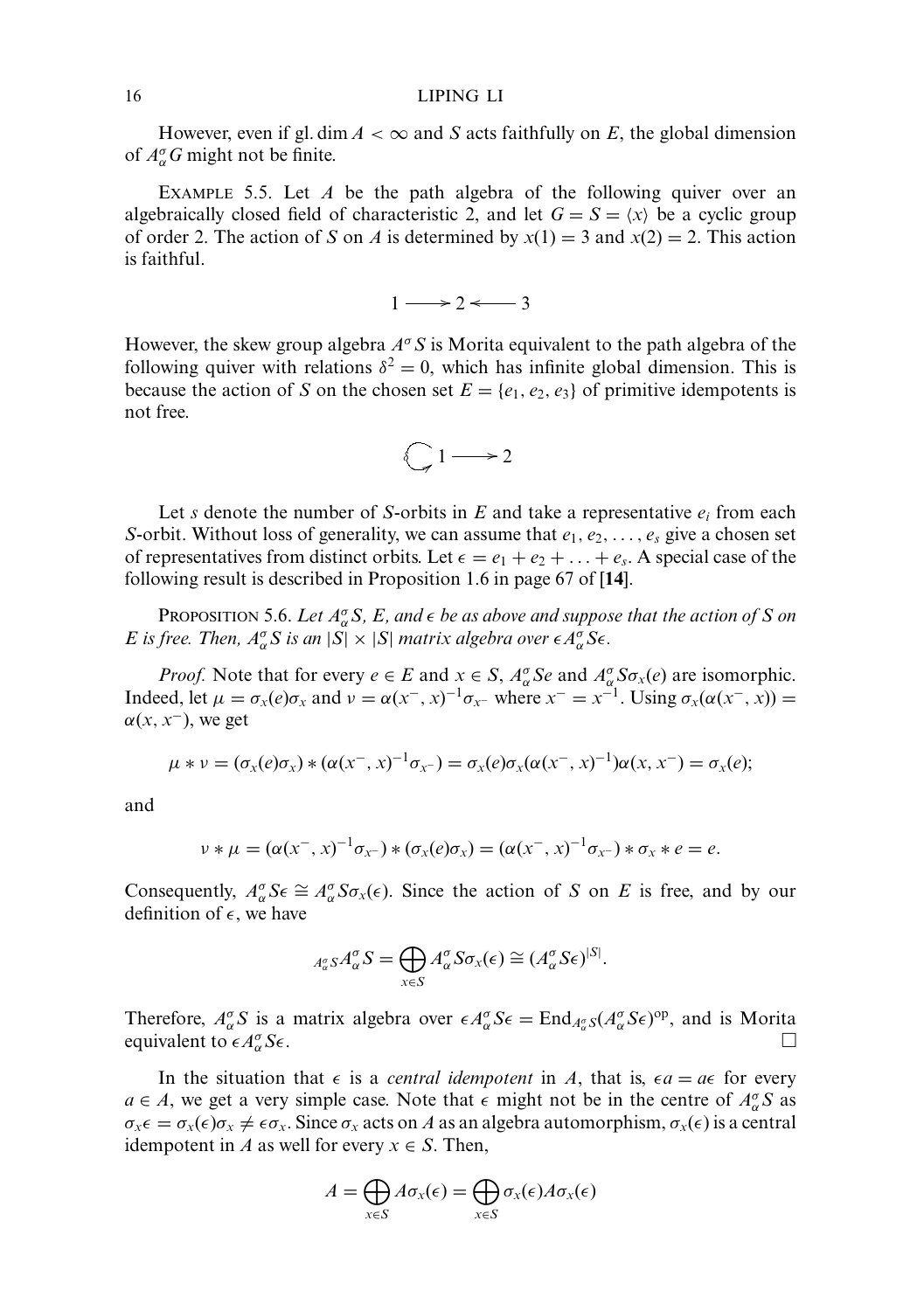However, even if gl. dim $A < \infty$ and $S$ acts faithfully on $E$, the global dimension of $A^\sigma_\alpha G$ might not be finite.

Example 5.5. Let $A$ be the path algebra of the following quiver over an algebraically closed field of characteristic 2, and let $G = S = \langle x \rangle$ be a cyclic group of order 2. The action of $S$ on $A$ is determined by $x(1) = 3$ and $x(2) = 2$. This action is faithful.

$$1 \longrightarrow 2 \longleftarrow 3$$

However, the skew group algebra $A^\sigma S$ is Morita equivalent to the path algebra of the following quiver with relations $\delta^2 = 0$, which has infinite global dimension. This is because the action of $S$ on the chosen set $E = \{e_1, e_2, e_3\}$ of primitive idempotents is not free.

$$\circlearrowleft 1 \longrightarrow 2$$

Let $s$ denote the number of $S$-orbits in $E$ and take a representative $e_i$ from each $S$-orbit. Without loss of generality, we can assume that $e_1, e_2, \ldots, e_s$ give a chosen set of representatives from distinct orbits. Let $\epsilon = e_1 + e_2 + \ldots + e_s$. A special case of the following result is described in Proposition 1.6 in page 67 of [**14**].

Proposition 5.6. *Let $A^\sigma_\alpha S$, $E$, and $\epsilon$ be as above and suppose that the action of $S$ on $E$ is free. Then, $A^\sigma_\alpha S$ is an $|S| \times |S|$ matrix algebra over $\epsilon A^\sigma_\alpha S \epsilon$.*

*Proof.* Note that for every $e \in E$ and $x \in S$, $A^\sigma_\alpha S e$ and $A^\sigma_\alpha S \sigma_x(e)$ are isomorphic. Indeed, let $\mu = \sigma_x(e)\sigma_x$ and $\nu = \alpha(x^-, x)^{-1}\sigma_{x^-}$ where $x^- = x^{-1}$. Using $\sigma_x(\alpha(x^-, x)) = \alpha(x, x^-)$, we get

$$\mu * \nu = (\sigma_x(e)\sigma_x) * (\alpha(x^-, x)^{-1}\sigma_{x^-}) = \sigma_x(e)\sigma_x(\alpha(x^-, x)^{-1})\alpha(x, x^-) = \sigma_x(e);$$

and

$$\nu * \mu = (\alpha(x^-, x)^{-1}\sigma_{x^-}) * (\sigma_x(e)\sigma_x) = (\alpha(x^-, x)^{-1}\sigma_{x^-}) * \sigma_x * e = e.$$

Consequently, $A^\sigma_\alpha S \epsilon \cong A^\sigma_\alpha S \sigma_x(\epsilon)$. Since the action of $S$ on $E$ is free, and by our definition of $\epsilon$, we have

$${}_{A^\sigma_\alpha S} A^\sigma_\alpha S = \bigoplus_{x \in S} A^\sigma_\alpha S \sigma_x(\epsilon) \cong (A^\sigma_\alpha S \epsilon)^{|S|}.$$

Therefore, $A^\sigma_\alpha S$ is a matrix algebra over $\epsilon A^\sigma_\alpha S \epsilon = \mathrm{End}_{A^\sigma_\alpha S}(A^\sigma_\alpha S \epsilon)^{\mathrm{op}}$, and is Morita equivalent to $\epsilon A^\sigma_\alpha S \epsilon$. $\square$

In the situation that $\epsilon$ is a *central idempotent* in $A$, that is, $\epsilon a = a \epsilon$ for every $a \in A$, we get a very simple case. Note that $\epsilon$ might not be in the centre of $A^\sigma_\alpha S$ as $\sigma_x \epsilon = \sigma_x(\epsilon)\sigma_x \neq \epsilon \sigma_x$. Since $\sigma_x$ acts on $A$ as an algebra automorphism, $\sigma_x(\epsilon)$ is a central idempotent in $A$ as well for every $x \in S$. Then,

$$A = \bigoplus_{x \in S} A\sigma_x(\epsilon) = \bigoplus_{x \in S} \sigma_x(\epsilon) A \sigma_x(\epsilon)$$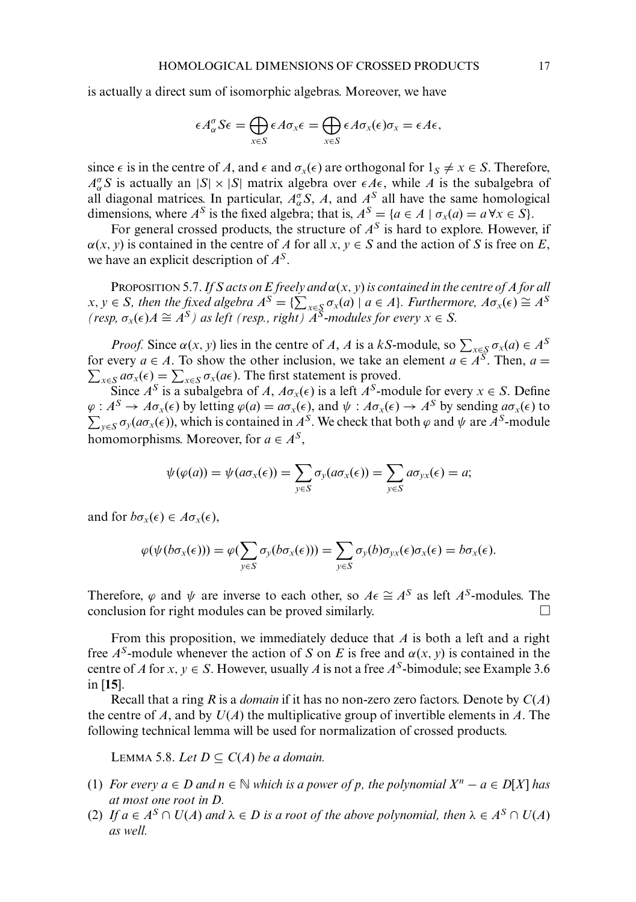is actually a direct sum of isomorphic algebras. Moreover, we have

$$\epsilon A_\alpha^\sigma S\epsilon = \bigoplus_{x\in S} \epsilon A\sigma_x \epsilon = \bigoplus_{x\in S} \epsilon A \sigma_x(\epsilon)\sigma_x = \epsilon A \epsilon,$$

since $\epsilon$ is in the centre of $A$, and $\epsilon$ and $\sigma_x(\epsilon)$ are orthogonal for $1_S \neq x \in S$. Therefore, $A_\alpha^\sigma S$ is actually an $|S| \times |S|$ matrix algebra over $\epsilon A \epsilon$, while $A$ is the subalgebra of all diagonal matrices. In particular, $A_\alpha^\sigma S$, $A$, and $A^S$ all have the same homological dimensions, where $A^S$ is the fixed algebra; that is, $A^S = \{a \in A \mid \sigma_x(a) = a \,\forall x \in S\}$.

For general crossed products, the structure of $A^S$ is hard to explore. However, if $\alpha(x, y)$ is contained in the centre of $A$ for all $x, y \in S$ and the action of $S$ is free on $E$, we have an explicit description of $A^S$.

Proposition 5.7. *If $S$ acts on $E$ freely and $\alpha(x, y)$ is contained in the centre of $A$ for all $x, y \in S$, then the fixed algebra $A^S = \{\sum_{x\in S} \sigma_x(a) \mid a \in A\}$. Furthermore, $A\sigma_x(\epsilon) \cong A^S$ (resp, $\sigma_x(\epsilon)A \cong A^S$) as left (resp., right) $A^S$-modules for every $x \in S$.*

*Proof.* Since $\alpha(x, y)$ lies in the centre of $A$, $A$ is a $kS$-module, so $\sum_{x\in S} \sigma_x(a) \in A^S$ for every $a \in A$. To show the other inclusion, we take an element $a \in A^S$. Then, $a = \sum_{x\in S} a\sigma_x(\epsilon) = \sum_{x\in S} \sigma_x(a\epsilon)$. The first statement is proved.

Since $A^S$ is a subalgebra of $A$, $A\sigma_x(\epsilon)$ is a left $A^S$-module for every $x \in S$. Define $\varphi : A^S \to A\sigma_x(\epsilon)$ by letting $\varphi(a) = a\sigma_x(\epsilon)$, and $\psi : A\sigma_x(\epsilon) \to A^S$ by sending $a\sigma_x(\epsilon)$ to $\sum_{y\in S} \sigma_y(a\sigma_x(\epsilon))$, which is contained in $A^S$. We check that both $\varphi$ and $\psi$ are $A^S$-module homomorphisms. Moreover, for $a \in A^S$,

$$\psi(\varphi(a)) = \psi(a\sigma_x(\epsilon)) = \sum_{y\in S} \sigma_y(a\sigma_x(\epsilon)) = \sum_{y\in S} a\sigma_{yx}(\epsilon) = a;$$

and for $b\sigma_x(\epsilon) \in A\sigma_x(\epsilon)$,

$$\varphi(\psi(b\sigma_x(\epsilon))) = \varphi(\sum_{y\in S} \sigma_y(b\sigma_x(\epsilon))) = \sum_{y\in S} \sigma_y(b)\sigma_{yx}(\epsilon)\sigma_x(\epsilon) = b\sigma_x(\epsilon).$$

Therefore, $\varphi$ and $\psi$ are inverse to each other, so $A\epsilon \cong A^S$ as left $A^S$-modules. The conclusion for right modules can be proved similarly. $\square$

From this proposition, we immediately deduce that $A$ is both a left and a right free $A^S$-module whenever the action of $S$ on $E$ is free and $\alpha(x, y)$ is contained in the centre of $A$ for $x, y \in S$. However, usually $A$ is not a free $A^S$-bimodule; see Example 3.6 in [**15**].

Recall that a ring $R$ is a *domain* if it has no non-zero zero factors. Denote by $C(A)$ the centre of $A$, and by $U(A)$ the multiplicative group of invertible elements in $A$. The following technical lemma will be used for normalization of crossed products.

Lemma 5.8. *Let $D \subseteq C(A)$ be a domain.*

1. *For every $a \in D$ and $n \in \mathbb{N}$ which is a power of $p$, the polynomial $X^n - a \in D[X]$ has at most one root in $D$.*
2. *If $a \in A^S \cap U(A)$ and $\lambda \in D$ is a root of the above polynomial, then $\lambda \in A^S \cap U(A)$ as well.*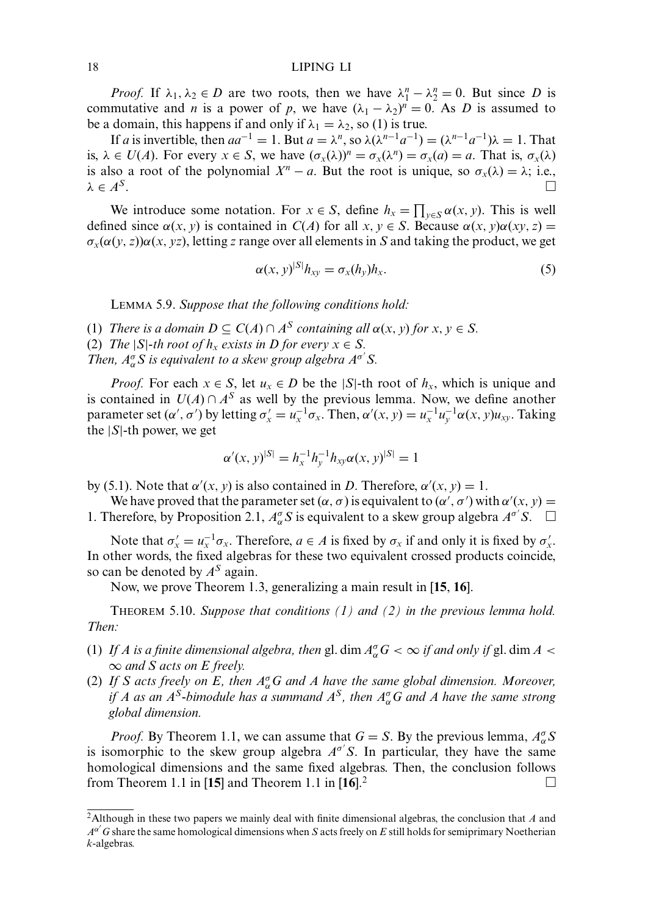*Proof.* If $\lambda_1, \lambda_2 \in D$ are two roots, then we have $\lambda_1^n - \lambda_2^n = 0$. But since $D$ is commutative and $n$ is a power of $p$, we have $(\lambda_1 - \lambda_2)^n = 0$. As $D$ is assumed to be a domain, this happens if and only if $\lambda_1 = \lambda_2$, so (1) is true.

If $a$ is invertible, then $aa^{-1} = 1$. But $a = \lambda^n$, so $\lambda(\lambda^{n-1}a^{-1}) = (\lambda^{n-1}a^{-1})\lambda = 1$. That is, $\lambda \in U(A)$. For every $x \in S$, we have $(\sigma_x(\lambda))^n = \sigma_x(\lambda^n) = \sigma_x(a) = a$. That is, $\sigma_x(\lambda)$ is also a root of the polynomial $X^n - a$. But the root is unique, so $\sigma_x(\lambda) = \lambda$; i.e., $\lambda \in A^S$. $\square$

We introduce some notation. For $x \in S$, define $h_x = \prod_{y \in S} \alpha(x, y)$. This is well defined since $\alpha(x, y)$ is contained in $C(A)$ for all $x, y \in S$. Because $\alpha(x, y)\alpha(xy, z) = \sigma_x(\alpha(y, z))\alpha(x, yz)$, letting $z$ range over all elements in $S$ and taking the product, we get

$$\alpha(x, y)^{|S|} h_{xy} = \sigma_x(h_y) h_x. \tag{5}$$

LEMMA 5.9. *Suppose that the following conditions hold:*

(1) *There is a domain $D \subseteq C(A) \cap A^S$ containing all $\alpha(x, y)$ for $x, y \in S$.*
(2) *The $|S|$-th root of $h_x$ exists in $D$ for every $x \in S$.*

*Then, $A^\sigma_\alpha S$ is equivalent to a skew group algebra $A^{\sigma'} S$.*

*Proof.* For each $x \in S$, let $u_x \in D$ be the $|S|$-th root of $h_x$, which is unique and is contained in $U(A) \cap A^S$ as well by the previous lemma. Now, we define another parameter set $(\alpha', \sigma')$ by letting $\sigma'_x = u_x^{-1}\sigma_x$. Then, $\alpha'(x, y) = u_x^{-1}u_y^{-1}\alpha(x, y)u_{xy}$. Taking the $|S|$-th power, we get

$$\alpha'(x, y)^{|S|} = h_x^{-1}h_y^{-1}h_{xy}\alpha(x, y)^{|S|} = 1$$

by (5.1). Note that $\alpha'(x, y)$ is also contained in $D$. Therefore, $\alpha'(x, y) = 1$.

We have proved that the parameter set $(\alpha, \sigma)$ is equivalent to $(\alpha', \sigma')$ with $\alpha'(x, y) = 1$. Therefore, by Proposition 2.1, $A^\sigma_\alpha S$ is equivalent to a skew group algebra $A^{\sigma'} S$. $\square$

Note that $\sigma'_x = u_x^{-1}\sigma_x$. Therefore, $a \in A$ is fixed by $\sigma_x$ if and only it is fixed by $\sigma'_x$. In other words, the fixed algebras for these two equivalent crossed products coincide, so can be denoted by $A^S$ again.

Now, we prove Theorem 1.3, generalizing a main result in [**15**, **16**].

THEOREM 5.10. *Suppose that conditions (1) and (2) in the previous lemma hold. Then:*

(1) *If $A$ is a finite dimensional algebra, then* gl. dim $A^\sigma_\alpha G < \infty$ *if and only if* gl. dim $A < \infty$ *and $S$ acts on $E$ freely.*
(2) *If $S$ acts freely on $E$, then $A^\sigma_\alpha G$ and $A$ have the same global dimension. Moreover, if $A$ as an $A^S$-bimodule has a summand $A^S$, then $A^\sigma_\alpha G$ and $A$ have the same strong global dimension.*

*Proof.* By Theorem 1.1, we can assume that $G = S$. By the previous lemma, $A^\sigma_\alpha S$ is isomorphic to the skew group algebra $A^{\sigma'} S$. In particular, they have the same homological dimensions and the same fixed algebras. Then, the conclusion follows from Theorem 1.1 in [**15**] and Theorem 1.1 in [**16**].[2] $\square$

[2]Although in these two papers we mainly deal with finite dimensional algebras, the conclusion that $A$ and $A^{\alpha'} G$ share the same homological dimensions when $S$ acts freely on $E$ still holds for semiprimary Noetherian $k$-algebras.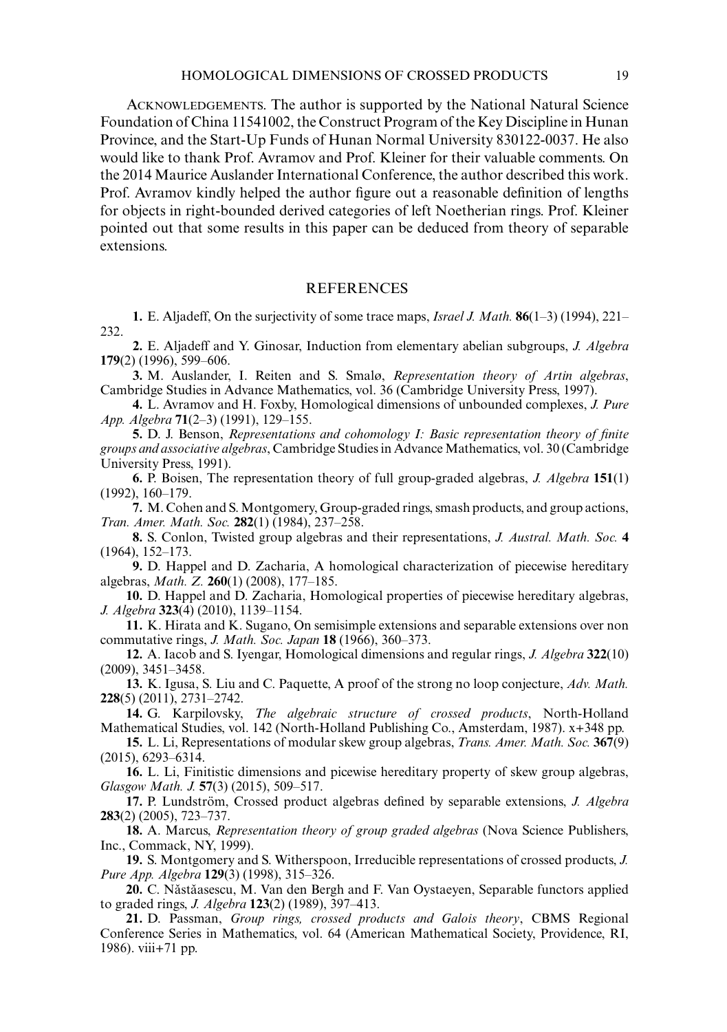Acknowledgements. The author is supported by the National Natural Science Foundation of China 11541002, the Construct Program of the Key Discipline in Hunan Province, and the Start-Up Funds of Hunan Normal University 830122-0037. He also would like to thank Prof. Avramov and Prof. Kleiner for their valuable comments. On the 2014 Maurice Auslander International Conference, the author described this work. Prof. Avramov kindly helped the author figure out a reasonable definition of lengths for objects in right-bounded derived categories of left Noetherian rings. Prof. Kleiner pointed out that some results in this paper can be deduced from theory of separable extensions.

## REFERENCES

**1.** E. Aljadeff, On the surjectivity of some trace maps, *Israel J. Math.* **86**(1–3) (1994), 221–232.

**2.** E. Aljadeff and Y. Ginosar, Induction from elementary abelian subgroups, *J. Algebra* **179**(2) (1996), 599–606.

**3.** M. Auslander, I. Reiten and S. Smalø, *Representation theory of Artin algebras*, Cambridge Studies in Advance Mathematics, vol. 36 (Cambridge University Press, 1997).

**4.** L. Avramov and H. Foxby, Homological dimensions of unbounded complexes, *J. Pure App. Algebra* **71**(2–3) (1991), 129–155.

**5.** D. J. Benson, *Representations and cohomology I: Basic representation theory of finite groups and associative algebras*, Cambridge Studies in Advance Mathematics, vol. 30 (Cambridge University Press, 1991).

**6.** P. Boisen, The representation theory of full group-graded algebras, *J. Algebra* **151**(1) (1992), 160–179.

**7.** M. Cohen and S. Montgomery, Group-graded rings, smash products, and group actions, *Tran. Amer. Math. Soc.* **282**(1) (1984), 237–258.

**8.** S. Conlon, Twisted group algebras and their representations, *J. Austral. Math. Soc.* **4** (1964), 152–173.

**9.** D. Happel and D. Zacharia, A homological characterization of piecewise hereditary algebras, *Math. Z.* **260**(1) (2008), 177–185.

**10.** D. Happel and D. Zacharia, Homological properties of piecewise hereditary algebras, *J. Algebra* **323**(4) (2010), 1139–1154.

**11.** K. Hirata and K. Sugano, On semisimple extensions and separable extensions over non commutative rings, *J. Math. Soc. Japan* **18** (1966), 360–373.

**12.** A. Iacob and S. Iyengar, Homological dimensions and regular rings, *J. Algebra* **322**(10) (2009), 3451–3458.

**13.** K. Igusa, S. Liu and C. Paquette, A proof of the strong no loop conjecture, *Adv. Math.* **228**(5) (2011), 2731–2742.

**14.** G. Karpilovsky, *The algebraic structure of crossed products*, North-Holland Mathematical Studies, vol. 142 (North-Holland Publishing Co., Amsterdam, 1987). x+348 pp.

**15.** L. Li, Representations of modular skew group algebras, *Trans. Amer. Math. Soc.* **367**(9) (2015), 6293–6314.

**16.** L. Li, Finitistic dimensions and picewise hereditary property of skew group algebras, *Glasgow Math. J.* **57**(3) (2015), 509–517.

**17.** P. Lundström, Crossed product algebras defined by separable extensions, *J. Algebra* **283**(2) (2005), 723–737.

**18.** A. Marcus, *Representation theory of group graded algebras* (Nova Science Publishers, Inc., Commack, NY, 1999).

**19.** S. Montgomery and S. Witherspoon, Irreducible representations of crossed products, *J. Pure App. Algebra* **129**(3) (1998), 315–326.

**20.** C. Năstăasescu, M. Van den Bergh and F. Van Oystaeyen, Separable functors applied to graded rings, *J. Algebra* **123**(2) (1989), 397–413.

**21.** D. Passman, *Group rings, crossed products and Galois theory*, CBMS Regional Conference Series in Mathematics, vol. 64 (American Mathematical Society, Providence, RI, 1986). viii+71 pp.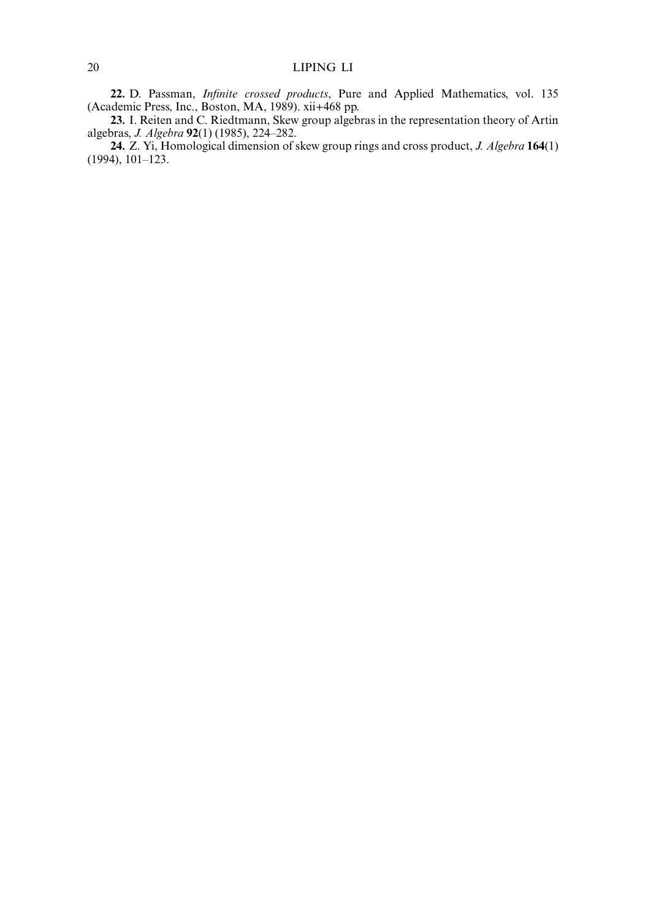**22.** D. Passman, *Infinite crossed products*, Pure and Applied Mathematics, vol. 135 (Academic Press, Inc., Boston, MA, 1989). xii+468 pp.

**23.** I. Reiten and C. Riedtmann, Skew group algebras in the representation theory of Artin algebras, *J. Algebra* **92**(1) (1985), 224–282.

**24.** Z. Yi, Homological dimension of skew group rings and cross product, *J. Algebra* **164**(1) (1994), 101–123.